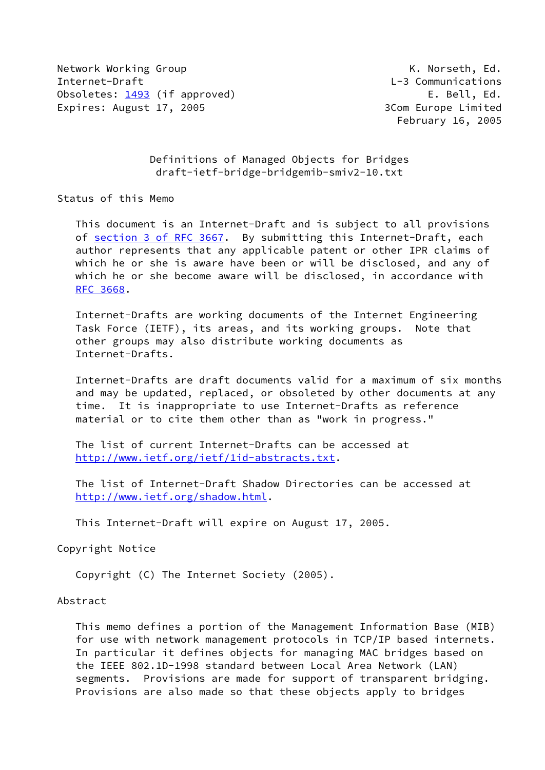Network Working Group                                     K. Norseth, Ed.
Internet-Draft                                      L-3 Communications
Obsoletes: 1493 (if approved)                               E. Bell, Ed.
Expires: August 17, 2005                           3Com Europe Limited
                                                       February 16, 2005

# Definitions of Managed Objects for Bridges
## draft-ietf-bridge-bridgemib-smiv2-10.txt

## Status of this Memo

This document is an Internet-Draft and is subject to all provisions of section 3 of RFC 3667. By submitting this Internet-Draft, each author represents that any applicable patent or other IPR claims of which he or she is aware have been or will be disclosed, and any of which he or she become aware will be disclosed, in accordance with RFC 3668.

Internet-Drafts are working documents of the Internet Engineering Task Force (IETF), its areas, and its working groups. Note that other groups may also distribute working documents as Internet-Drafts.

Internet-Drafts are draft documents valid for a maximum of six months and may be updated, replaced, or obsoleted by other documents at any time. It is inappropriate to use Internet-Drafts as reference material or to cite them other than as "work in progress."

The list of current Internet-Drafts can be accessed at http://www.ietf.org/ietf/1id-abstracts.txt.

The list of Internet-Draft Shadow Directories can be accessed at http://www.ietf.org/shadow.html.

This Internet-Draft will expire on August 17, 2005.

## Copyright Notice

Copyright (C) The Internet Society (2005).

## Abstract

This memo defines a portion of the Management Information Base (MIB) for use with network management protocols in TCP/IP based internets. In particular it defines objects for managing MAC bridges based on the IEEE 802.1D-1998 standard between Local Area Network (LAN) segments. Provisions are made for support of transparent bridging. Provisions are also made so that these objects apply to bridges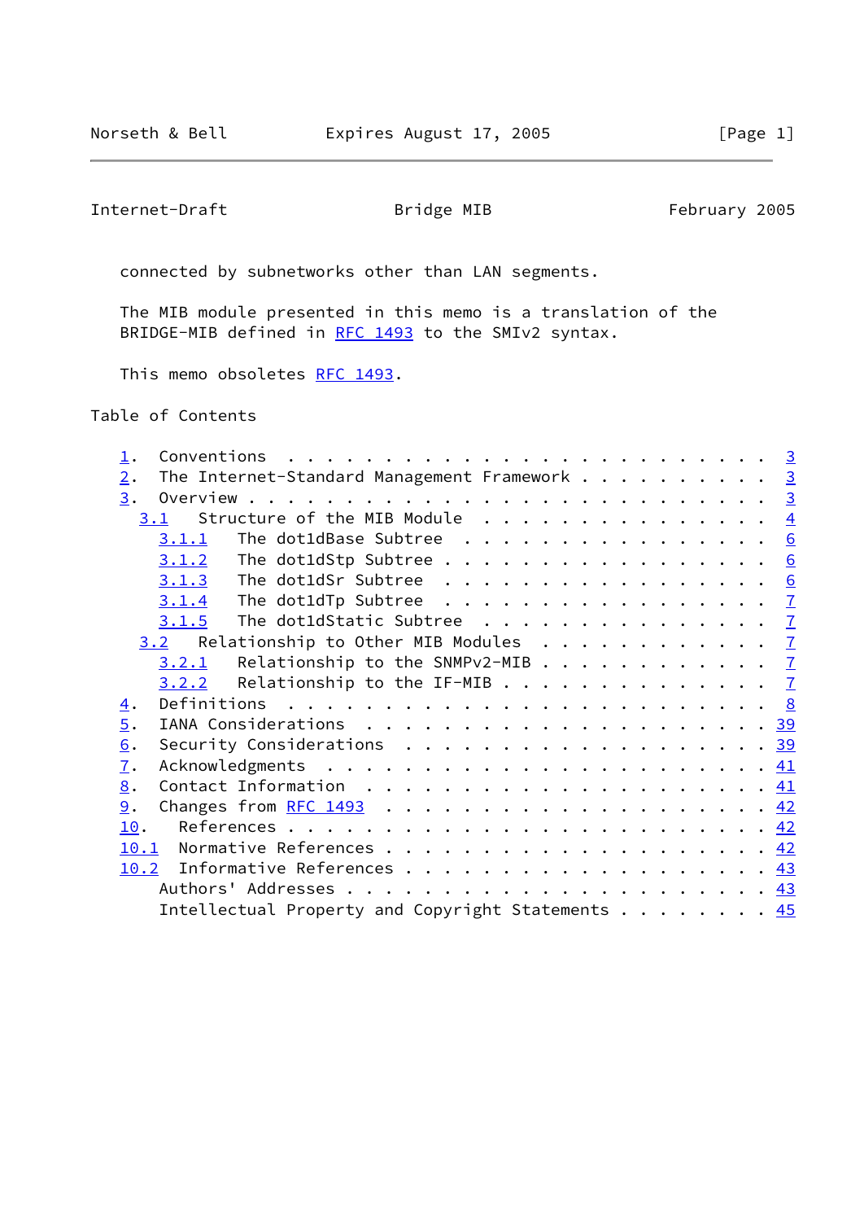connected by subnetworks other than LAN segments.

The MIB module presented in this memo is a translation of the BRIDGE-MIB defined in RFC 1493 to the SMIv2 syntax.

This memo obsoletes RFC 1493.

## Table of Contents

```
1.  Conventions  . . . . . . . . . . . . . . . . . . . . . . . .  3
2.  The Internet-Standard Management Framework . . . . . . . . . .  3
3.  Overview . . . . . . . . . . . . . . . . . . . . . . . . . . .  3
  3.1  Structure of the MIB Module  . . . . . . . . . . . . . . .  4
    3.1.1  The dot1dBase Subtree  . . . . . . . . . . . . . . . .  6
    3.1.2  The dot1dStp Subtree . . . . . . . . . . . . . . . . .  6
    3.1.3  The dot1dSr Subtree  . . . . . . . . . . . . . . . . .  6
    3.1.4  The dot1dTp Subtree  . . . . . . . . . . . . . . . . .  7
    3.1.5  The dot1dStatic Subtree  . . . . . . . . . . . . . . .  7
  3.2  Relationship to Other MIB Modules  . . . . . . . . . . . .  7
    3.2.1  Relationship to the SNMPv2-MIB . . . . . . . . . . . .  7
    3.2.2  Relationship to the IF-MIB . . . . . . . . . . . . . .  7
4.  Definitions  . . . . . . . . . . . . . . . . . . . . . . . . .  8
5.  IANA Considerations  . . . . . . . . . . . . . . . . . . . . . 39
6.  Security Considerations  . . . . . . . . . . . . . . . . . . . 39
7.  Acknowledgments  . . . . . . . . . . . . . . . . . . . . . . . 41
8.  Contact Information  . . . . . . . . . . . . . . . . . . . . . 41
9.  Changes from RFC 1493  . . . . . . . . . . . . . . . . . . . . 42
10.   References . . . . . . . . . . . . . . . . . . . . . . . . . 42
10.1  Normative References . . . . . . . . . . . . . . . . . . . . 42
10.2  Informative References . . . . . . . . . . . . . . . . . . . 43
    Authors' Addresses . . . . . . . . . . . . . . . . . . . . . . 43
    Intellectual Property and Copyright Statements . . . . . . . . 45
```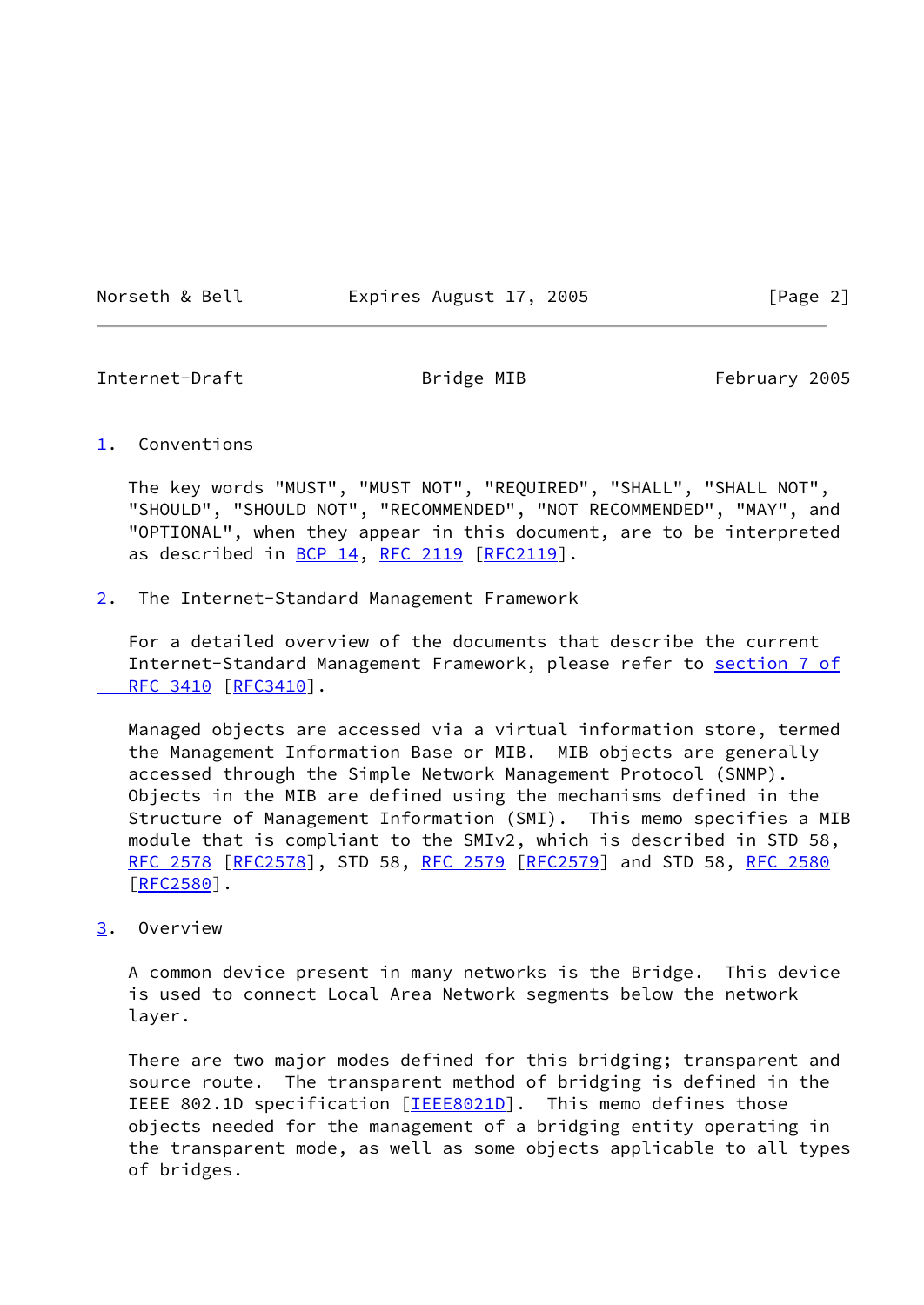## 1. Conventions

The key words "MUST", "MUST NOT", "REQUIRED", "SHALL", "SHALL NOT", "SHOULD", "SHOULD NOT", "RECOMMENDED", "NOT RECOMMENDED", "MAY", and "OPTIONAL", when they appear in this document, are to be interpreted as described in BCP 14, RFC 2119 [RFC2119].

## 2. The Internet-Standard Management Framework

For a detailed overview of the documents that describe the current Internet-Standard Management Framework, please refer to section 7 of RFC 3410 [RFC3410].

Managed objects are accessed via a virtual information store, termed the Management Information Base or MIB. MIB objects are generally accessed through the Simple Network Management Protocol (SNMP). Objects in the MIB are defined using the mechanisms defined in the Structure of Management Information (SMI). This memo specifies a MIB module that is compliant to the SMIv2, which is described in STD 58, RFC 2578 [RFC2578], STD 58, RFC 2579 [RFC2579] and STD 58, RFC 2580 [RFC2580].

## 3. Overview

A common device present in many networks is the Bridge. This device is used to connect Local Area Network segments below the network layer.

There are two major modes defined for this bridging; transparent and source route. The transparent method of bridging is defined in the IEEE 802.1D specification [IEEE8021D]. This memo defines those objects needed for the management of a bridging entity operating in the transparent mode, as well as some objects applicable to all types of bridges.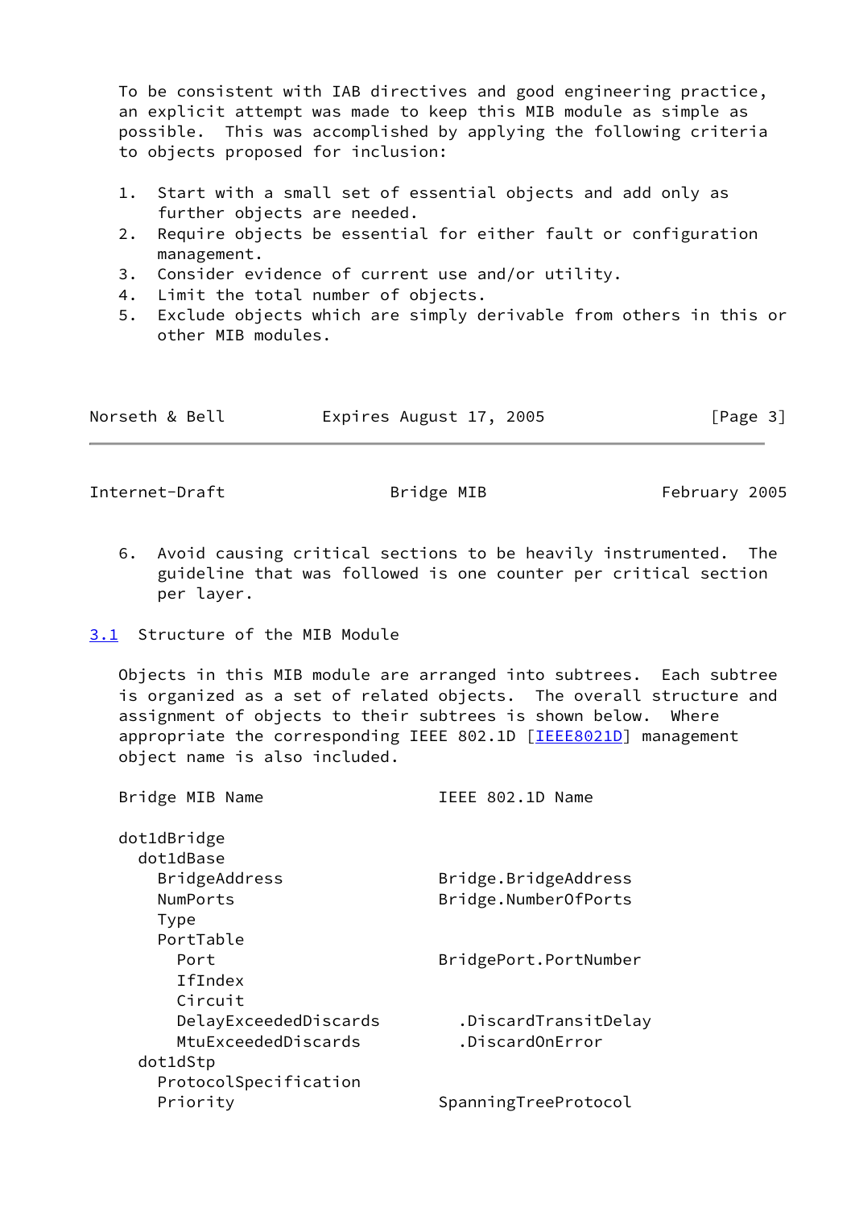To be consistent with IAB directives and good engineering practice, an explicit attempt was made to keep this MIB module as simple as possible. This was accomplished by applying the following criteria to objects proposed for inclusion:

1. Start with a small set of essential objects and add only as further objects are needed.
2. Require objects be essential for either fault or configuration management.
3. Consider evidence of current use and/or utility.
4. Limit the total number of objects.
5. Exclude objects which are simply derivable from others in this or other MIB modules.
6. Avoid causing critical sections to be heavily instrumented. The guideline that was followed is one counter per critical section per layer.

### 3.1 Structure of the MIB Module

Objects in this MIB module are arranged into subtrees. Each subtree is organized as a set of related objects. The overall structure and assignment of objects to their subtrees is shown below. Where appropriate the corresponding IEEE 802.1D [IEEE8021D] management object name is also included.

```
Bridge MIB Name                  IEEE 802.1D Name

dot1dBridge
  dot1dBase
    BridgeAddress                Bridge.BridgeAddress
    NumPorts                     Bridge.NumberOfPorts
    Type
    PortTable
      Port                       BridgePort.PortNumber
      IfIndex
      Circuit
      DelayExceededDiscards        .DiscardTransitDelay
      MtuExceededDiscards          .DiscardOnError
  dot1dStp
    ProtocolSpecification
    Priority                     SpanningTreeProtocol
```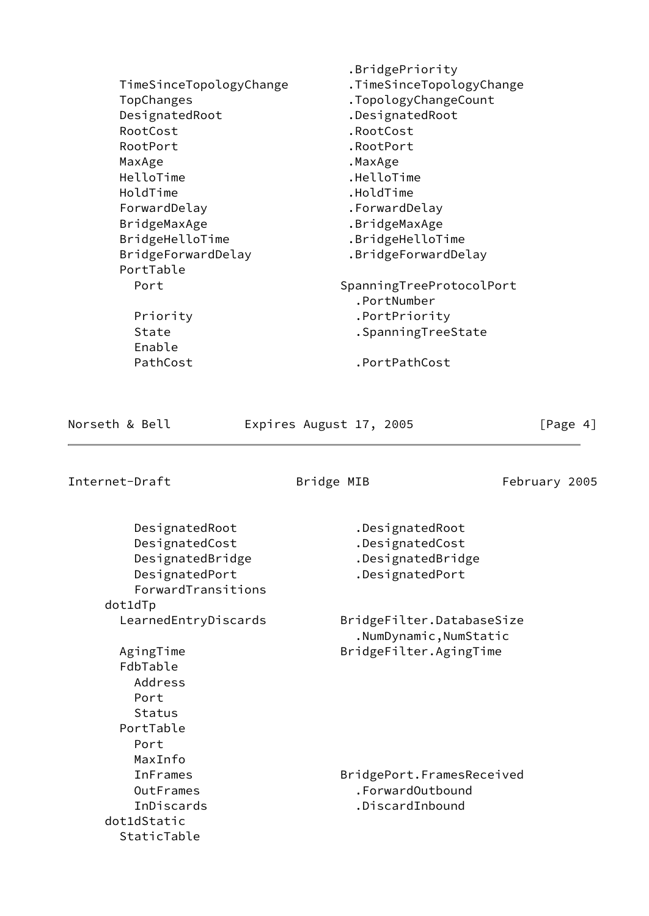```
                                      .BridgePriority
    TimeSinceTopologyChange           .TimeSinceTopologyChange
    TopChanges                        .TopologyChangeCount
    DesignatedRoot                    .DesignatedRoot
    RootCost                          .RootCost
    RootPort                          .RootPort
    MaxAge                            .MaxAge
    HelloTime                         .HelloTime
    HoldTime                          .HoldTime
    ForwardDelay                      .ForwardDelay
    BridgeMaxAge                      .BridgeMaxAge
    BridgeHelloTime                   .BridgeHelloTime
    BridgeForwardDelay                .BridgeForwardDelay
    PortTable
      Port                          SpanningTreeProtocolPort
                                      .PortNumber
      Priority                        .PortPriority
      State                           .SpanningTreeState
      Enable
      PathCost                        .PortPathCost
```

```
      DesignatedRoot                  .DesignatedRoot
      DesignatedCost                  .DesignatedCost
      DesignatedBridge                .DesignatedBridge
      DesignatedPort                  .DesignatedPort
      ForwardTransitions
  dot1dTp
    LearnedEntryDiscards            BridgeFilter.DatabaseSize
                                      .NumDynamic,NumStatic
    AgingTime                       BridgeFilter.AgingTime
    FdbTable
      Address
      Port
      Status
    PortTable
      Port
      MaxInfo
      InFrames                      BridgePort.FramesReceived
      OutFrames                       .ForwardOutbound
      InDiscards                      .DiscardInbound
  dot1dStatic
    StaticTable
```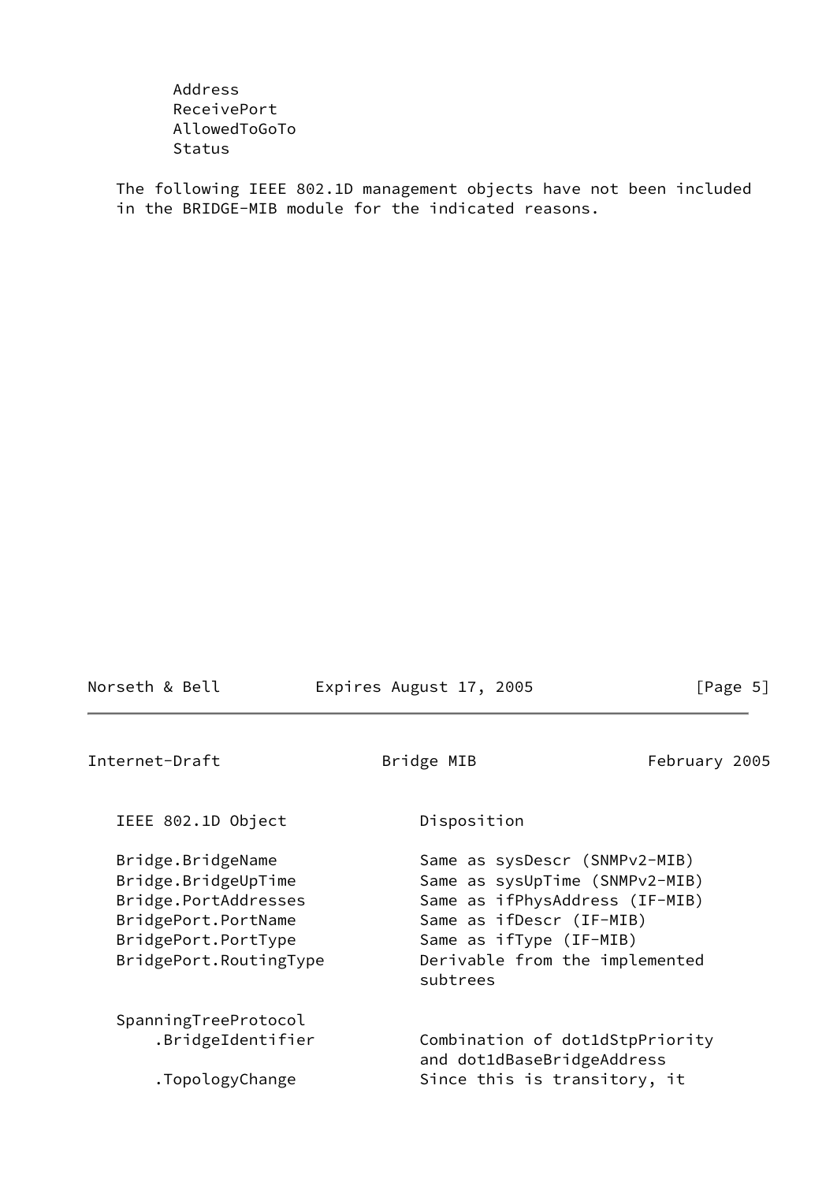Address
      ReceivePort
      AllowedToGoTo
      Status

The following IEEE 802.1D management objects have not been included in the BRIDGE-MIB module for the indicated reasons.

| IEEE 802.1D Object | Disposition |
| --- | --- |
| Bridge.BridgeName | Same as sysDescr (SNMPv2-MIB) |
| Bridge.BridgeUpTime | Same as sysUpTime (SNMPv2-MIB) |
| Bridge.PortAddresses | Same as ifPhysAddress (IF-MIB) |
| BridgePort.PortName | Same as ifDescr (IF-MIB) |
| BridgePort.PortType | Same as ifType (IF-MIB) |
| BridgePort.RoutingType | Derivable from the implemented subtrees |
| SpanningTreeProtocol | |
| .BridgeIdentifier | Combination of dot1dStpPriority and dot1dBaseBridgeAddress |
| .TopologyChange | Since this is transitory, it |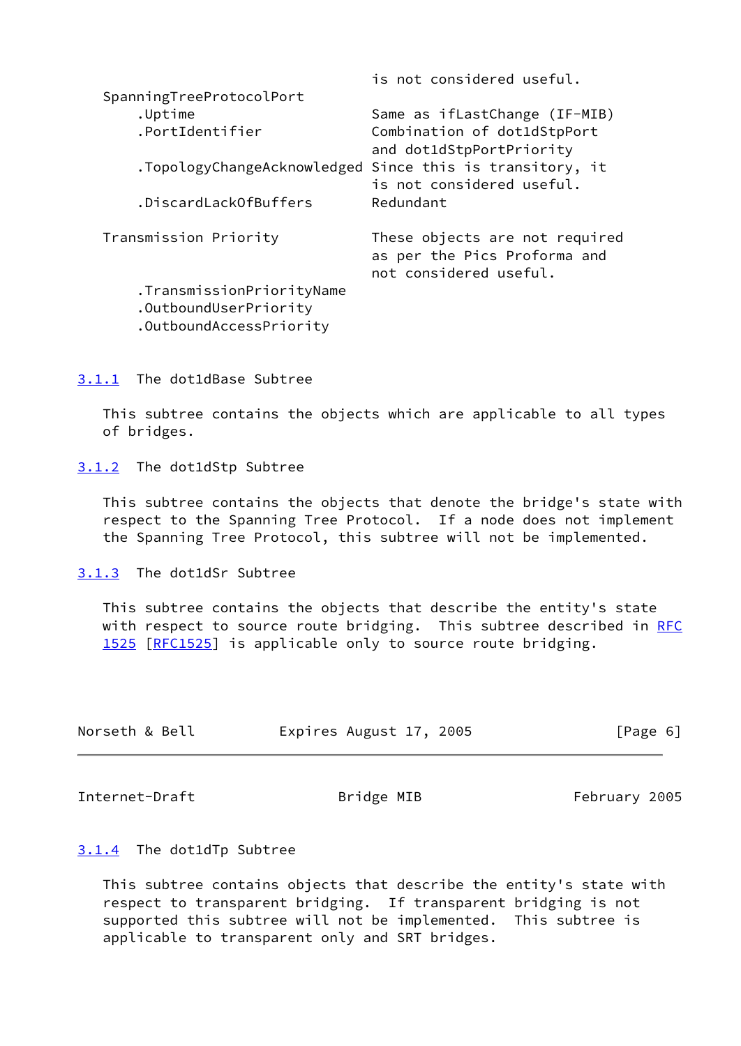```
                                       is not considered useful.
   SpanningTreeProtocolPort
       .Uptime                         Same as ifLastChange (IF-MIB)
       .PortIdentifier                 Combination of dot1dStpPort
                                       and dot1dStpPortPriority
       .TopologyChangeAcknowledged     Since this is transitory, it
                                       is not considered useful.
       .DiscardLackOfBuffers           Redundant

   Transmission Priority               These objects are not required
                                       as per the Pics Proforma and
                                       not considered useful.
       .TransmissionPriorityName
       .OutboundUserPriority
       .OutboundAccessPriority
```

### 3.1.1 The dot1dBase Subtree

This subtree contains the objects which are applicable to all types of bridges.

### 3.1.2 The dot1dStp Subtree

This subtree contains the objects that denote the bridge's state with respect to the Spanning Tree Protocol. If a node does not implement the Spanning Tree Protocol, this subtree will not be implemented.

### 3.1.3 The dot1dSr Subtree

This subtree contains the objects that describe the entity's state with respect to source route bridging. This subtree described in RFC 1525 [RFC1525] is applicable only to source route bridging.

### 3.1.4 The dot1dTp Subtree

This subtree contains objects that describe the entity's state with respect to transparent bridging. If transparent bridging is not supported this subtree will not be implemented. This subtree is applicable to transparent only and SRT bridges.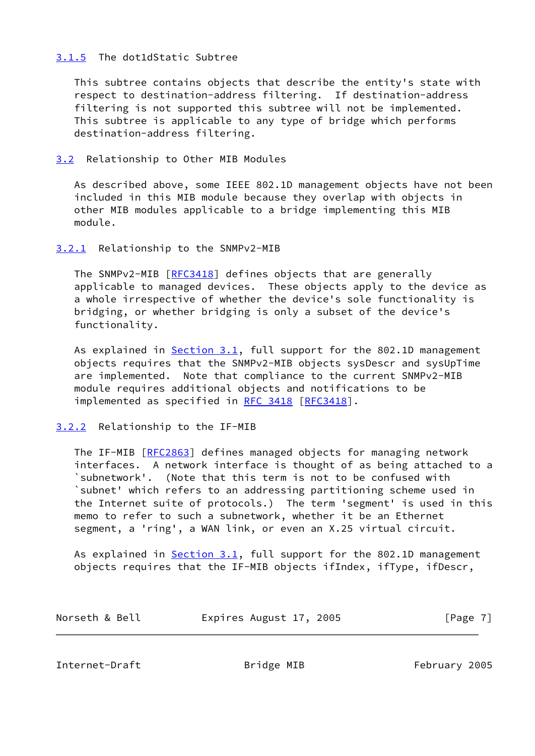### 3.1.5 The dot1dStatic Subtree

This subtree contains objects that describe the entity's state with respect to destination-address filtering. If destination-address filtering is not supported this subtree will not be implemented. This subtree is applicable to any type of bridge which performs destination-address filtering.

## 3.2 Relationship to Other MIB Modules

As described above, some IEEE 802.1D management objects have not been included in this MIB module because they overlap with objects in other MIB modules applicable to a bridge implementing this MIB module.

### 3.2.1 Relationship to the SNMPv2-MIB

The SNMPv2-MIB [RFC3418] defines objects that are generally applicable to managed devices. These objects apply to the device as a whole irrespective of whether the device's sole functionality is bridging, or whether bridging is only a subset of the device's functionality.

As explained in Section 3.1, full support for the 802.1D management objects requires that the SNMPv2-MIB objects sysDescr and sysUpTime are implemented. Note that compliance to the current SNMPv2-MIB module requires additional objects and notifications to be implemented as specified in RFC 3418 [RFC3418].

### 3.2.2 Relationship to the IF-MIB

The IF-MIB [RFC2863] defines managed objects for managing network interfaces. A network interface is thought of as being attached to a `subnetwork'. (Note that this term is not to be confused with `subnet' which refers to an addressing partitioning scheme used in the Internet suite of protocols.) The term 'segment' is used in this memo to refer to such a subnetwork, whether it be an Ethernet segment, a 'ring', a WAN link, or even an X.25 virtual circuit.

As explained in Section 3.1, full support for the 802.1D management objects requires that the IF-MIB objects ifIndex, ifType, ifDescr,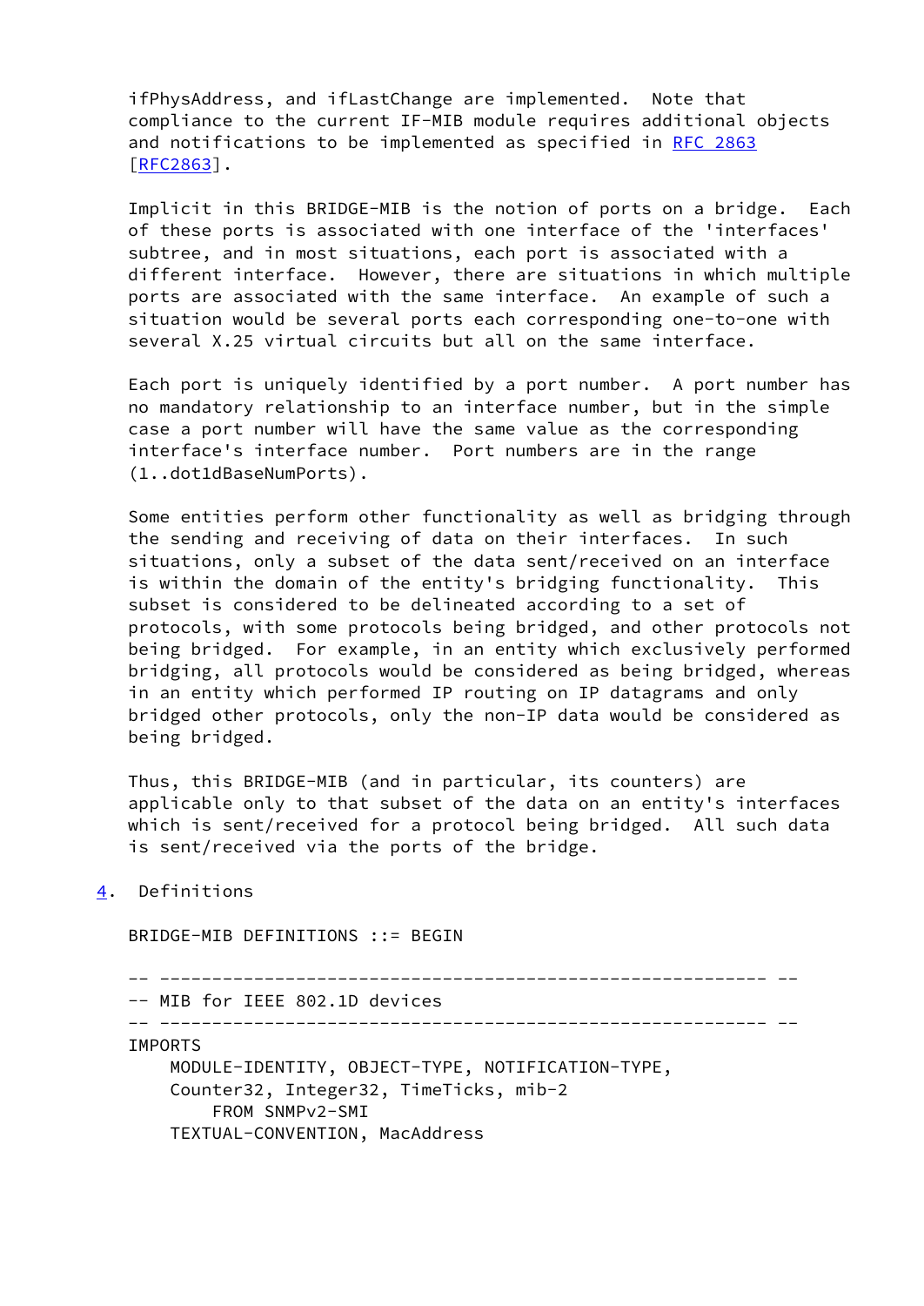ifPhysAddress, and ifLastChange are implemented. Note that compliance to the current IF-MIB module requires additional objects and notifications to be implemented as specified in RFC 2863 [RFC2863].

Implicit in this BRIDGE-MIB is the notion of ports on a bridge. Each of these ports is associated with one interface of the 'interfaces' subtree, and in most situations, each port is associated with a different interface. However, there are situations in which multiple ports are associated with the same interface. An example of such a situation would be several ports each corresponding one-to-one with several X.25 virtual circuits but all on the same interface.

Each port is uniquely identified by a port number. A port number has no mandatory relationship to an interface number, but in the simple case a port number will have the same value as the corresponding interface's interface number. Port numbers are in the range (1..dot1dBaseNumPorts).

Some entities perform other functionality as well as bridging through the sending and receiving of data on their interfaces. In such situations, only a subset of the data sent/received on an interface is within the domain of the entity's bridging functionality. This subset is considered to be delineated according to a set of protocols, with some protocols being bridged, and other protocols not being bridged. For example, in an entity which exclusively performed bridging, all protocols would be considered as being bridged, whereas in an entity which performed IP routing on IP datagrams and only bridged other protocols, only the non-IP data would be considered as being bridged.

Thus, this BRIDGE-MIB (and in particular, its counters) are applicable only to that subset of the data on an entity's interfaces which is sent/received for a protocol being bridged. All such data is sent/received via the ports of the bridge.

## 4. Definitions

```
BRIDGE-MIB DEFINITIONS ::= BEGIN

-- ---------------------------------------------------------- --
-- MIB for IEEE 802.1D devices
-- ---------------------------------------------------------- --
IMPORTS
    MODULE-IDENTITY, OBJECT-TYPE, NOTIFICATION-TYPE,
    Counter32, Integer32, TimeTicks, mib-2
        FROM SNMPv2-SMI
    TEXTUAL-CONVENTION, MacAddress
```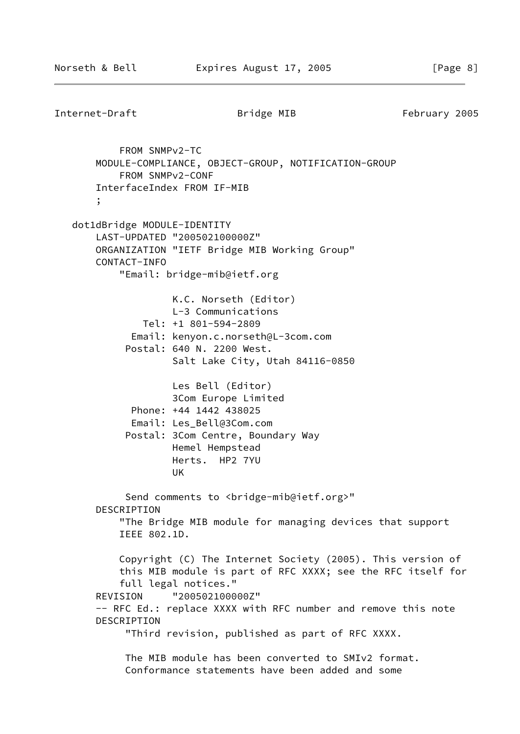```
        FROM SNMPv2-TC
    MODULE-COMPLIANCE, OBJECT-GROUP, NOTIFICATION-GROUP
        FROM SNMPv2-CONF
    InterfaceIndex FROM IF-MIB
    ;

dot1dBridge MODULE-IDENTITY
    LAST-UPDATED "200502100000Z"
    ORGANIZATION "IETF Bridge MIB Working Group"
    CONTACT-INFO
        "Email: bridge-mib@ietf.org

                 K.C. Norseth (Editor)
                 L-3 Communications
            Tel: +1 801-594-2809
          Email: kenyon.c.norseth@L-3com.com
         Postal: 640 N. 2200 West.
                 Salt Lake City, Utah 84116-0850

                 Les Bell (Editor)
                 3Com Europe Limited
          Phone: +44 1442 438025
          Email: Les_Bell@3Com.com
         Postal: 3Com Centre, Boundary Way
                 Hemel Hempstead
                 Herts.  HP2 7YU
                 UK

         Send comments to <bridge-mib@ietf.org>"
    DESCRIPTION
        "The Bridge MIB module for managing devices that support
        IEEE 802.1D.

        Copyright (C) The Internet Society (2005). This version of
        this MIB module is part of RFC XXXX; see the RFC itself for
        full legal notices."
    REVISION     "200502100000Z"
    -- RFC Ed.: replace XXXX with RFC number and remove this note
    DESCRIPTION
         "Third revision, published as part of RFC XXXX.

         The MIB module has been converted to SMIv2 format.
         Conformance statements have been added and some
```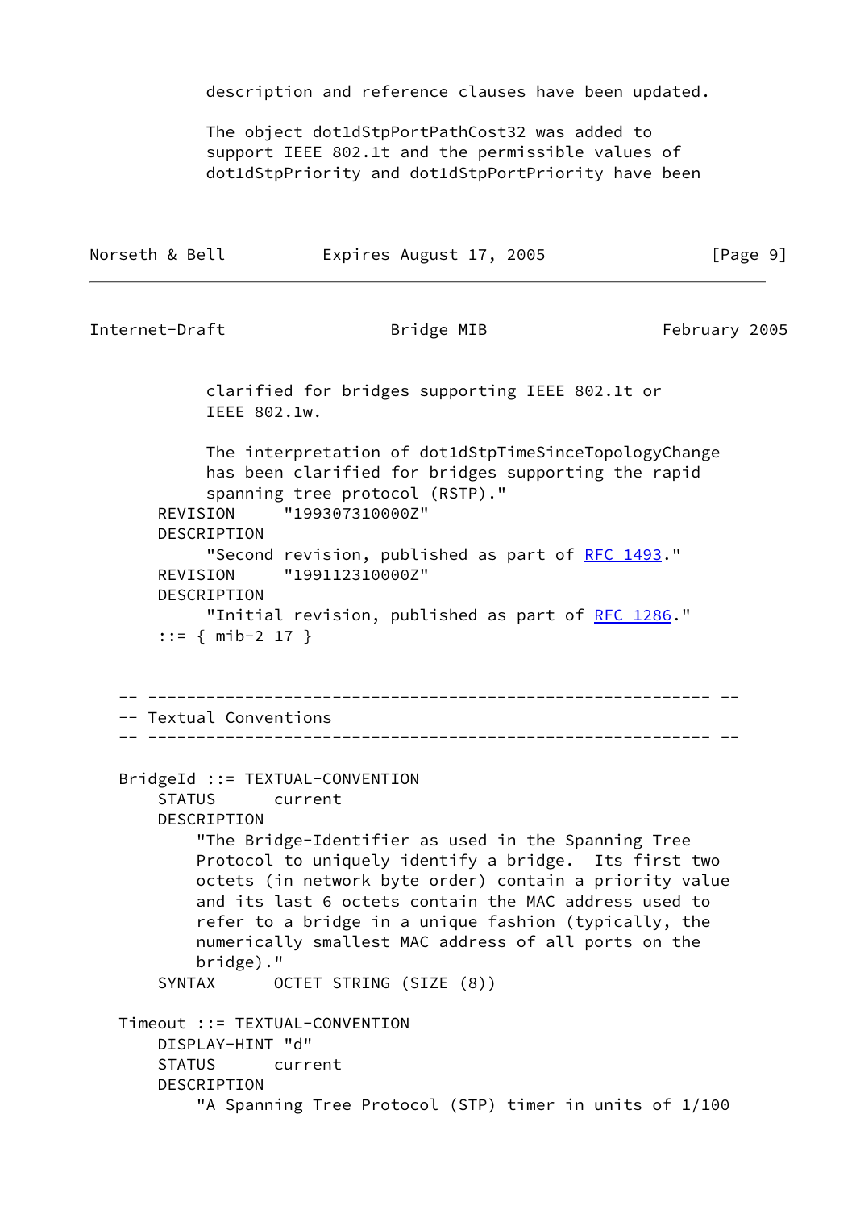```
         description and reference clauses have been updated.

         The object dot1dStpPortPathCost32 was added to
         support IEEE 802.1t and the permissible values of
         dot1dStpPriority and dot1dStpPortPriority have been
         clarified for bridges supporting IEEE 802.1t or
         IEEE 802.1w.

         The interpretation of dot1dStpTimeSinceTopologyChange
         has been clarified for bridges supporting the rapid
         spanning tree protocol (RSTP)."
    REVISION     "199307310000Z"
    DESCRIPTION
         "Second revision, published as part of RFC 1493."
    REVISION     "199112310000Z"
    DESCRIPTION
         "Initial revision, published as part of RFC 1286."
    ::= { mib-2 17 }


-- ---------------------------------------------------------- --
-- Textual Conventions
-- ---------------------------------------------------------- --

BridgeId ::= TEXTUAL-CONVENTION
    STATUS      current
    DESCRIPTION
        "The Bridge-Identifier as used in the Spanning Tree
        Protocol to uniquely identify a bridge.  Its first two
        octets (in network byte order) contain a priority value
        and its last 6 octets contain the MAC address used to
        refer to a bridge in a unique fashion (typically, the
        numerically smallest MAC address of all ports on the
        bridge)."
    SYNTAX      OCTET STRING (SIZE (8))

Timeout ::= TEXTUAL-CONVENTION
    DISPLAY-HINT "d"
    STATUS      current
    DESCRIPTION
        "A Spanning Tree Protocol (STP) timer in units of 1/100
```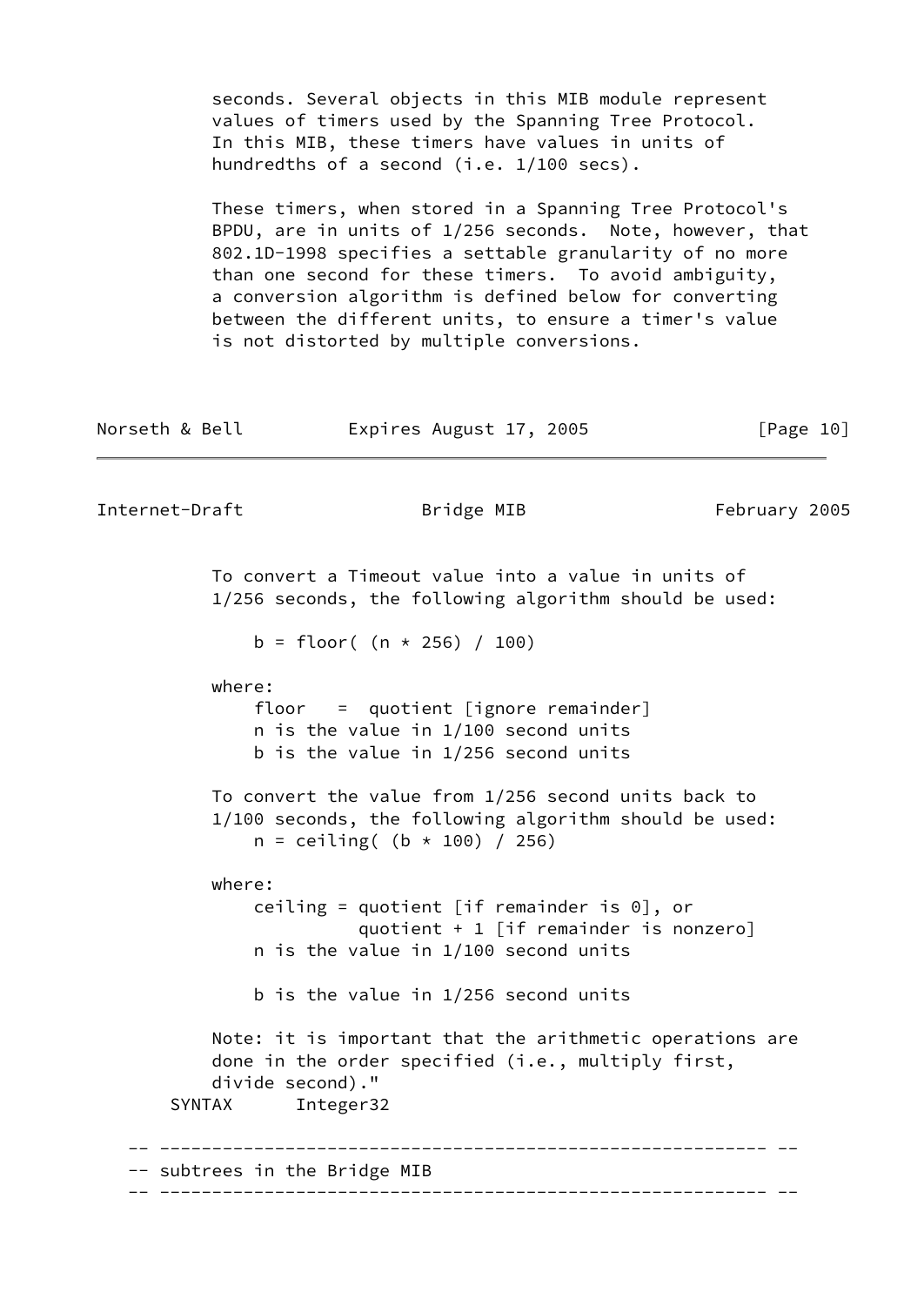seconds. Several objects in this MIB module represent
values of timers used by the Spanning Tree Protocol.
In this MIB, these timers have values in units of
hundredths of a second (i.e. 1/100 secs).

These timers, when stored in a Spanning Tree Protocol's
BPDU, are in units of 1/256 seconds. Note, however, that
802.1D-1998 specifies a settable granularity of no more
than one second for these timers. To avoid ambiguity,
a conversion algorithm is defined below for converting
between the different units, to ensure a timer's value
is not distorted by multiple conversions.

To convert a Timeout value into a value in units of
1/256 seconds, the following algorithm should be used:

```
    b = floor( (n * 256) / 100)

where:
    floor   =  quotient [ignore remainder]
    n is the value in 1/100 second units
    b is the value in 1/256 second units
```

To convert the value from 1/256 second units back to
1/100 seconds, the following algorithm should be used:

```
    n = ceiling( (b * 100) / 256)

where:
    ceiling = quotient [if remainder is 0], or
              quotient + 1 [if remainder is nonzero]
    n is the value in 1/100 second units

    b is the value in 1/256 second units
```

Note: it is important that the arithmetic operations are
done in the order specified (i.e., multiply first,
divide second)."

```
    SYNTAX      Integer32

-- ---------------------------------------------------------- --
-- subtrees in the Bridge MIB
-- ---------------------------------------------------------- --
```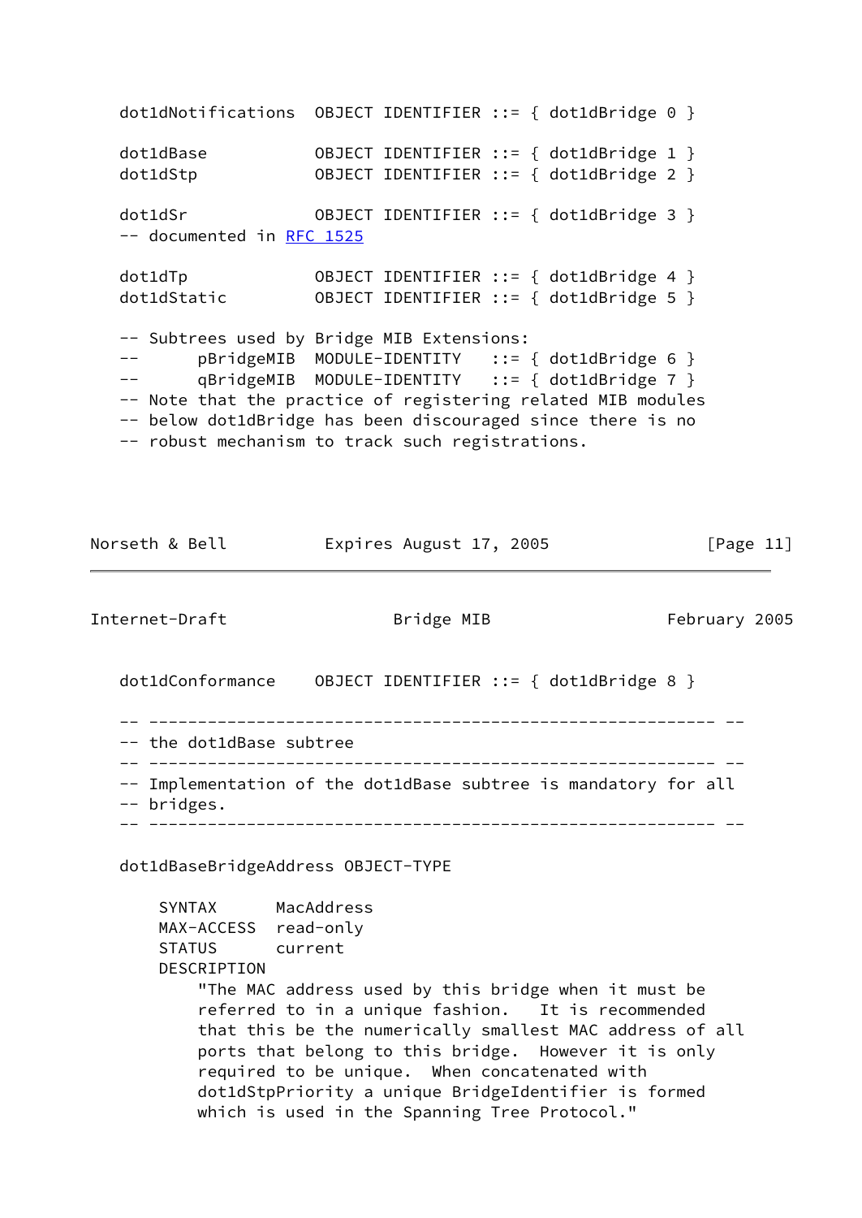```
   dot1dNotifications  OBJECT IDENTIFIER ::= { dot1dBridge 0 }

   dot1dBase           OBJECT IDENTIFIER ::= { dot1dBridge 1 }
   dot1dStp            OBJECT IDENTIFIER ::= { dot1dBridge 2 }

   dot1dSr             OBJECT IDENTIFIER ::= { dot1dBridge 3 }
   -- documented in RFC 1525

   dot1dTp             OBJECT IDENTIFIER ::= { dot1dBridge 4 }
   dot1dStatic         OBJECT IDENTIFIER ::= { dot1dBridge 5 }

   -- Subtrees used by Bridge MIB Extensions:
   --      pBridgeMIB  MODULE-IDENTITY   ::= { dot1dBridge 6 }
   --      qBridgeMIB  MODULE-IDENTITY   ::= { dot1dBridge 7 }
   -- Note that the practice of registering related MIB modules
   -- below dot1dBridge has been discouraged since there is no
   -- robust mechanism to track such registrations.

   dot1dConformance    OBJECT IDENTIFIER ::= { dot1dBridge 8 }

   -- ---------------------------------------------------------- --
   -- the dot1dBase subtree
   -- ---------------------------------------------------------- --
   -- Implementation of the dot1dBase subtree is mandatory for all
   -- bridges.
   -- ---------------------------------------------------------- --

   dot1dBaseBridgeAddress OBJECT-TYPE

       SYNTAX      MacAddress
       MAX-ACCESS  read-only
       STATUS      current
       DESCRIPTION
           "The MAC address used by this bridge when it must be
           referred to in a unique fashion.   It is recommended
           that this be the numerically smallest MAC address of all
           ports that belong to this bridge.  However it is only
           required to be unique.  When concatenated with
           dot1dStpPriority a unique BridgeIdentifier is formed
           which is used in the Spanning Tree Protocol."
```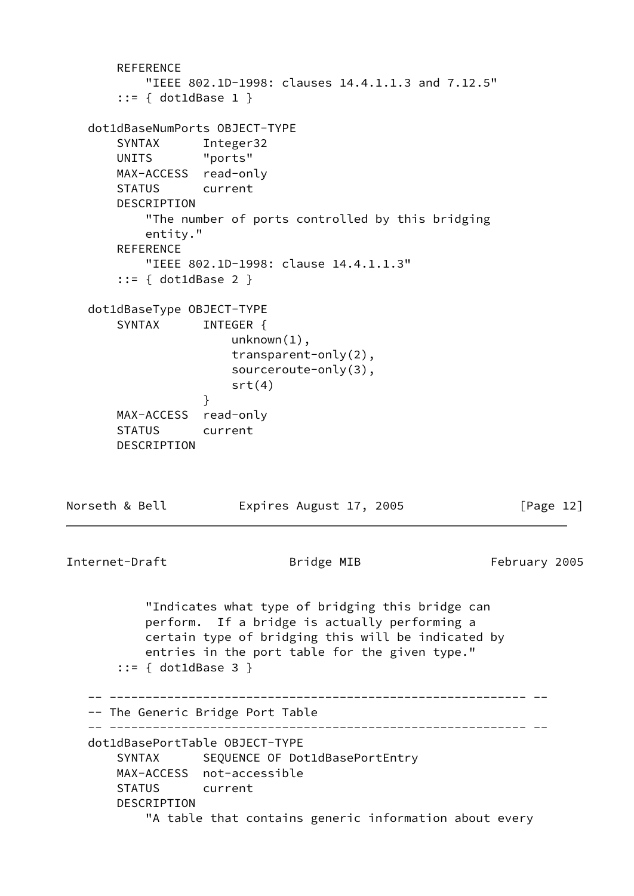```
       REFERENCE
           "IEEE 802.1D-1998: clauses 14.4.1.1.3 and 7.12.5"
       ::= { dot1dBase 1 }

   dot1dBaseNumPorts OBJECT-TYPE
       SYNTAX      Integer32
       UNITS       "ports"
       MAX-ACCESS  read-only
       STATUS      current
       DESCRIPTION
           "The number of ports controlled by this bridging
           entity."
       REFERENCE
           "IEEE 802.1D-1998: clause 14.4.1.1.3"
       ::= { dot1dBase 2 }

   dot1dBaseType OBJECT-TYPE
       SYNTAX      INTEGER {
                       unknown(1),
                       transparent-only(2),
                       sourceroute-only(3),
                       srt(4)
                   }
       MAX-ACCESS  read-only
       STATUS      current
       DESCRIPTION
           "Indicates what type of bridging this bridge can
           perform.  If a bridge is actually performing a
           certain type of bridging this will be indicated by
           entries in the port table for the given type."
       ::= { dot1dBase 3 }

   -- ---------------------------------------------------------- --
   -- The Generic Bridge Port Table
   -- ---------------------------------------------------------- --
   dot1dBasePortTable OBJECT-TYPE
       SYNTAX      SEQUENCE OF Dot1dBasePortEntry
       MAX-ACCESS  not-accessible
       STATUS      current
       DESCRIPTION
           "A table that contains generic information about every
```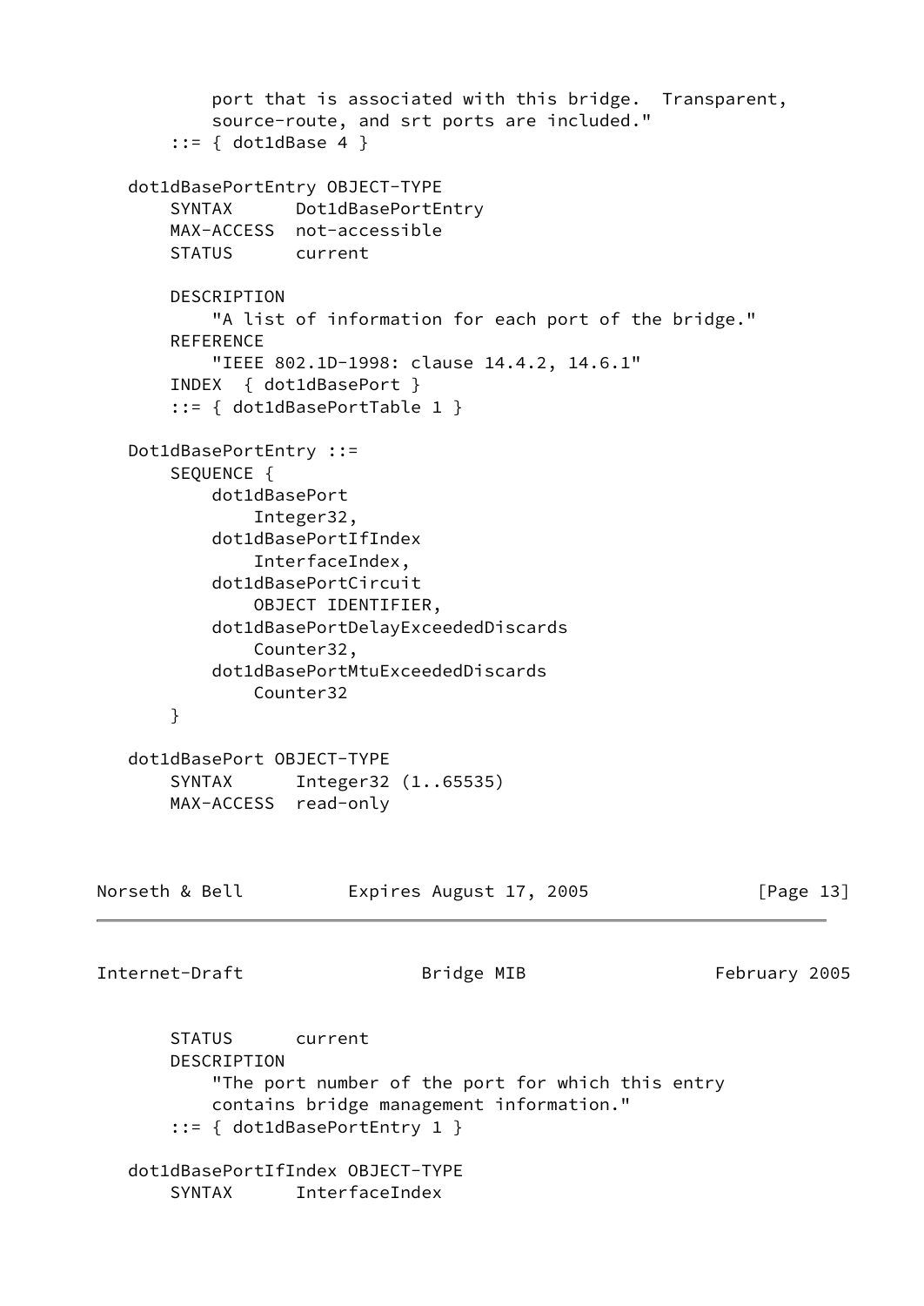```
            port that is associated with this bridge.  Transparent,
            source-route, and srt ports are included."
        ::= { dot1dBase 4 }

   dot1dBasePortEntry OBJECT-TYPE
       SYNTAX      Dot1dBasePortEntry
       MAX-ACCESS  not-accessible
       STATUS      current

       DESCRIPTION
           "A list of information for each port of the bridge."
       REFERENCE
           "IEEE 802.1D-1998: clause 14.4.2, 14.6.1"
       INDEX  { dot1dBasePort }
       ::= { dot1dBasePortTable 1 }

   Dot1dBasePortEntry ::=
       SEQUENCE {
           dot1dBasePort
               Integer32,
           dot1dBasePortIfIndex
               InterfaceIndex,
           dot1dBasePortCircuit
               OBJECT IDENTIFIER,
           dot1dBasePortDelayExceededDiscards
               Counter32,
           dot1dBasePortMtuExceededDiscards
               Counter32
       }

   dot1dBasePort OBJECT-TYPE
       SYNTAX      Integer32 (1..65535)
       MAX-ACCESS  read-only
       STATUS      current
       DESCRIPTION
           "The port number of the port for which this entry
           contains bridge management information."
       ::= { dot1dBasePortEntry 1 }

   dot1dBasePortIfIndex OBJECT-TYPE
       SYNTAX      InterfaceIndex
```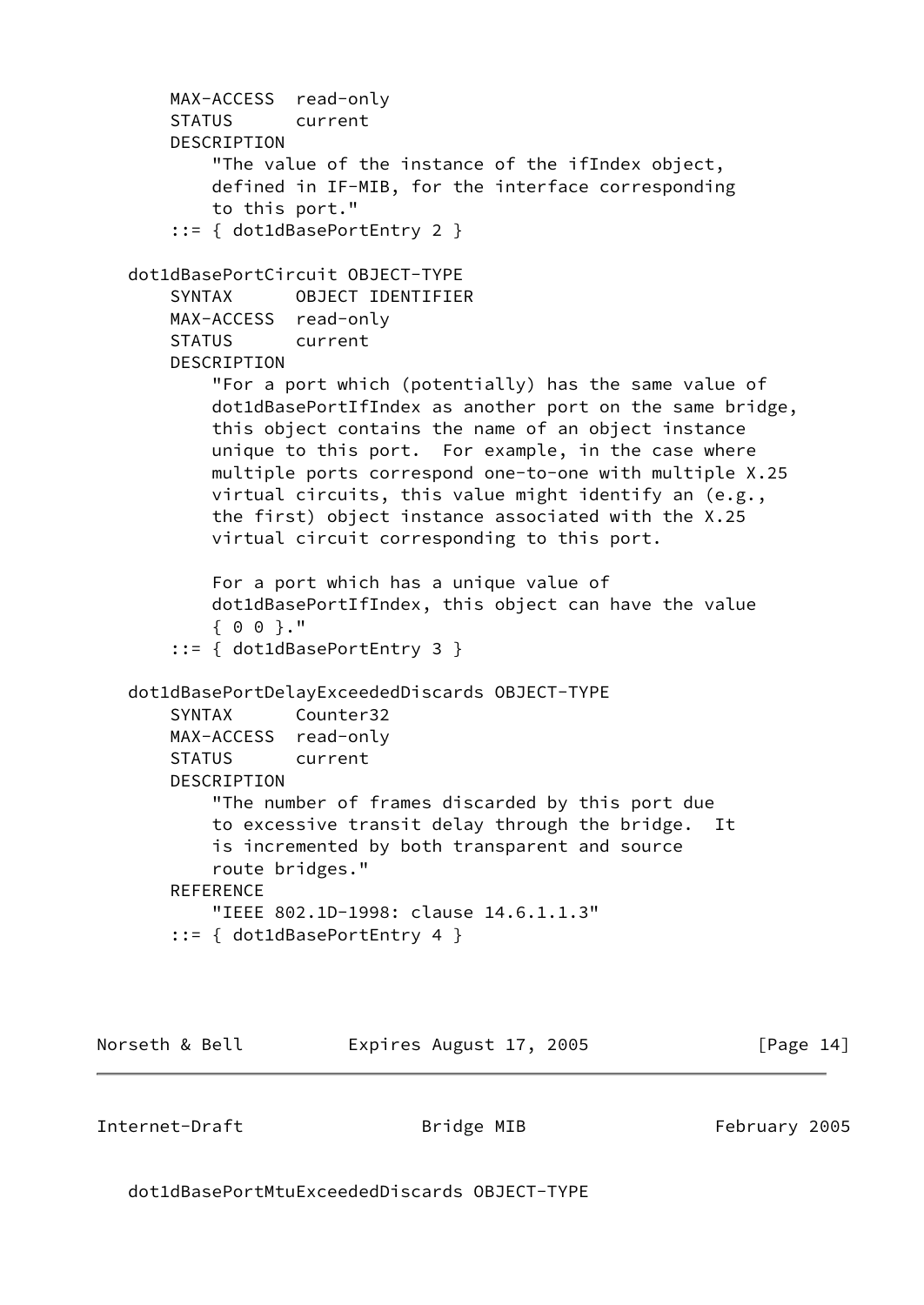```
        MAX-ACCESS  read-only
        STATUS      current
        DESCRIPTION
            "The value of the instance of the ifIndex object,
            defined in IF-MIB, for the interface corresponding
            to this port."
        ::= { dot1dBasePortEntry 2 }

    dot1dBasePortCircuit OBJECT-TYPE
        SYNTAX      OBJECT IDENTIFIER
        MAX-ACCESS  read-only
        STATUS      current
        DESCRIPTION
            "For a port which (potentially) has the same value of
            dot1dBasePortIfIndex as another port on the same bridge,
            this object contains the name of an object instance
            unique to this port.  For example, in the case where
            multiple ports correspond one-to-one with multiple X.25
            virtual circuits, this value might identify an (e.g.,
            the first) object instance associated with the X.25
            virtual circuit corresponding to this port.

            For a port which has a unique value of
            dot1dBasePortIfIndex, this object can have the value
            { 0 0 }."
        ::= { dot1dBasePortEntry 3 }

    dot1dBasePortDelayExceededDiscards OBJECT-TYPE
        SYNTAX      Counter32
        MAX-ACCESS  read-only
        STATUS      current
        DESCRIPTION
            "The number of frames discarded by this port due
            to excessive transit delay through the bridge.  It
            is incremented by both transparent and source
            route bridges."
        REFERENCE
            "IEEE 802.1D-1998: clause 14.6.1.1.3"
        ::= { dot1dBasePortEntry 4 }

    dot1dBasePortMtuExceededDiscards OBJECT-TYPE
```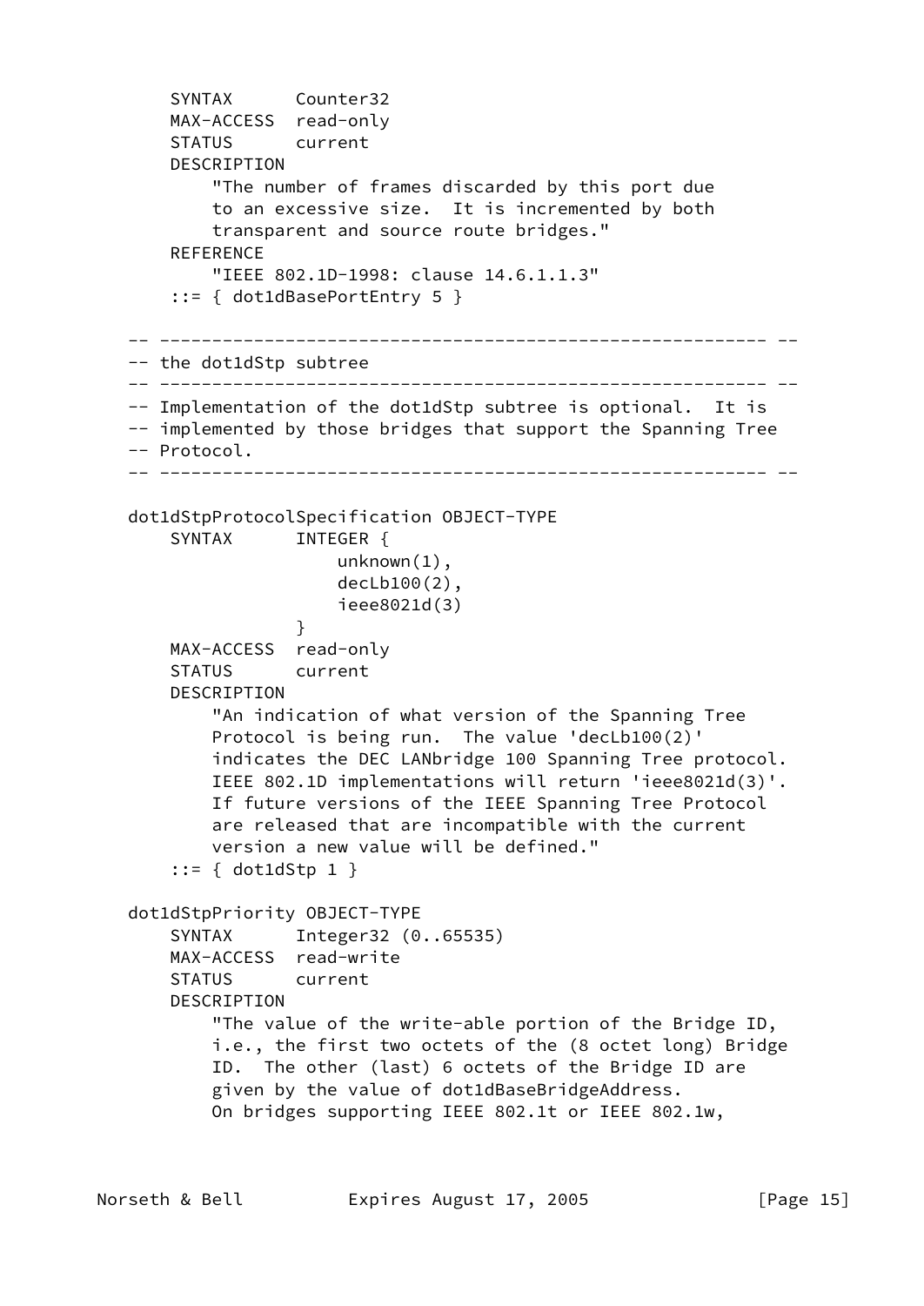```
     SYNTAX      Counter32
     MAX-ACCESS  read-only
     STATUS      current
     DESCRIPTION
         "The number of frames discarded by this port due
         to an excessive size.  It is incremented by both
         transparent and source route bridges."
     REFERENCE
         "IEEE 802.1D-1998: clause 14.6.1.1.3"
     ::= { dot1dBasePortEntry 5 }

-- ---------------------------------------------------------- --
-- the dot1dStp subtree
-- ---------------------------------------------------------- --
-- Implementation of the dot1dStp subtree is optional.  It is
-- implemented by those bridges that support the Spanning Tree
-- Protocol.
-- ---------------------------------------------------------- --

dot1dStpProtocolSpecification OBJECT-TYPE
    SYNTAX      INTEGER {
                    unknown(1),
                    decLb100(2),
                    ieee8021d(3)
                }
    MAX-ACCESS  read-only
    STATUS      current
    DESCRIPTION
        "An indication of what version of the Spanning Tree
        Protocol is being run.  The value 'decLb100(2)'
        indicates the DEC LANbridge 100 Spanning Tree protocol.
        IEEE 802.1D implementations will return 'ieee8021d(3)'.
        If future versions of the IEEE Spanning Tree Protocol
        are released that are incompatible with the current
        version a new value will be defined."
    ::= { dot1dStp 1 }

dot1dStpPriority OBJECT-TYPE
    SYNTAX      Integer32 (0..65535)
    MAX-ACCESS  read-write
    STATUS      current
    DESCRIPTION
        "The value of the write-able portion of the Bridge ID,
        i.e., the first two octets of the (8 octet long) Bridge
        ID.  The other (last) 6 octets of the Bridge ID are
        given by the value of dot1dBaseBridgeAddress.
        On bridges supporting IEEE 802.1t or IEEE 802.1w,
```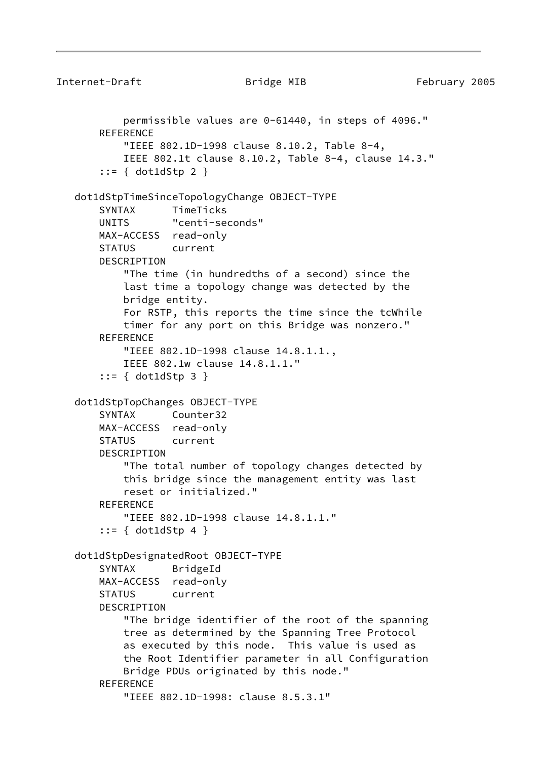```
           permissible values are 0-61440, in steps of 4096."
       REFERENCE
           "IEEE 802.1D-1998 clause 8.10.2, Table 8-4,
           IEEE 802.1t clause 8.10.2, Table 8-4, clause 14.3."
       ::= { dot1dStp 2 }

   dot1dStpTimeSinceTopologyChange OBJECT-TYPE
       SYNTAX      TimeTicks
       UNITS       "centi-seconds"
       MAX-ACCESS  read-only
       STATUS      current
       DESCRIPTION
           "The time (in hundredths of a second) since the
           last time a topology change was detected by the
           bridge entity.
           For RSTP, this reports the time since the tcWhile
           timer for any port on this Bridge was nonzero."
       REFERENCE
           "IEEE 802.1D-1998 clause 14.8.1.1.,
           IEEE 802.1w clause 14.8.1.1."
       ::= { dot1dStp 3 }

   dot1dStpTopChanges OBJECT-TYPE
       SYNTAX      Counter32
       MAX-ACCESS  read-only
       STATUS      current
       DESCRIPTION
           "The total number of topology changes detected by
           this bridge since the management entity was last
           reset or initialized."
       REFERENCE
           "IEEE 802.1D-1998 clause 14.8.1.1."
       ::= { dot1dStp 4 }

   dot1dStpDesignatedRoot OBJECT-TYPE
       SYNTAX      BridgeId
       MAX-ACCESS  read-only
       STATUS      current
       DESCRIPTION
           "The bridge identifier of the root of the spanning
           tree as determined by the Spanning Tree Protocol
           as executed by this node.  This value is used as
           the Root Identifier parameter in all Configuration
           Bridge PDUs originated by this node."
       REFERENCE
           "IEEE 802.1D-1998: clause 8.5.3.1"
```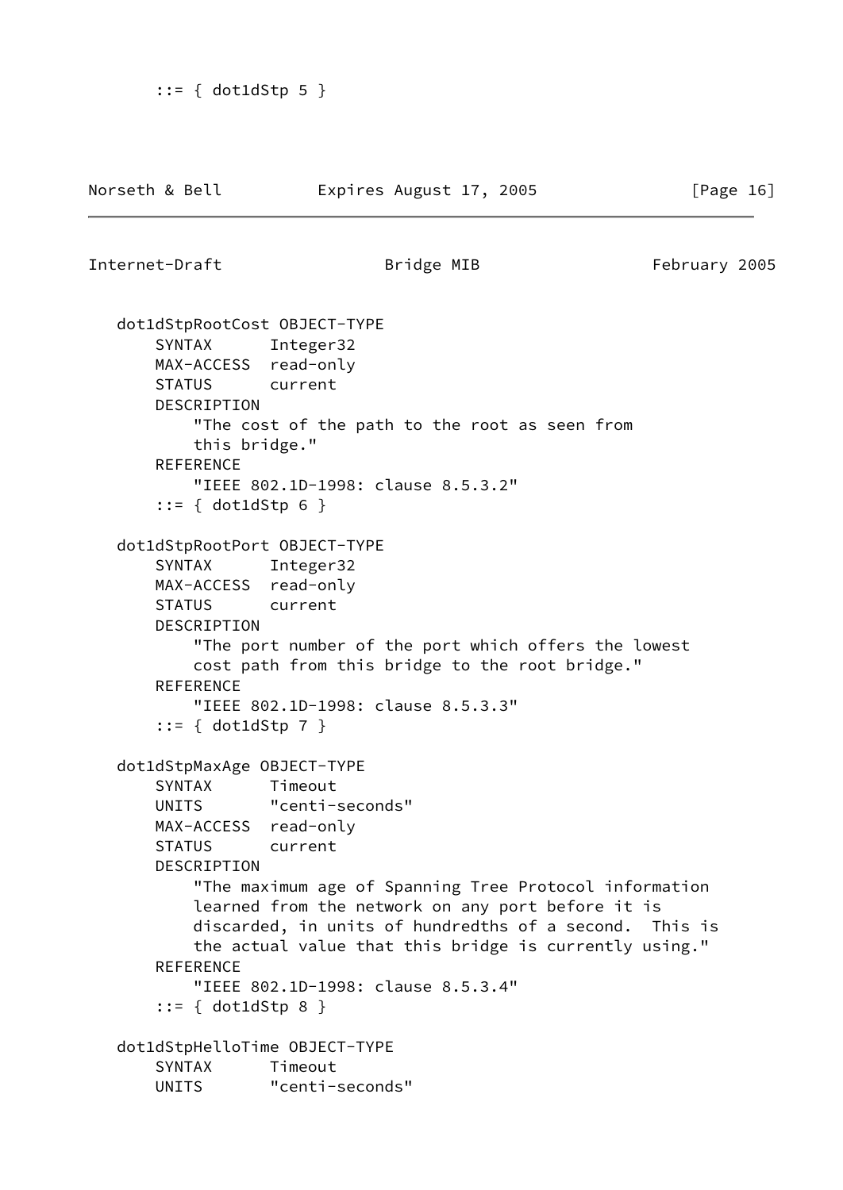```
      ::= { dot1dStp 5 }
```

```
   dot1dStpRootCost OBJECT-TYPE
       SYNTAX      Integer32
       MAX-ACCESS  read-only
       STATUS      current
       DESCRIPTION
           "The cost of the path to the root as seen from
           this bridge."
       REFERENCE
           "IEEE 802.1D-1998: clause 8.5.3.2"
       ::= { dot1dStp 6 }

   dot1dStpRootPort OBJECT-TYPE
       SYNTAX      Integer32
       MAX-ACCESS  read-only
       STATUS      current
       DESCRIPTION
           "The port number of the port which offers the lowest
           cost path from this bridge to the root bridge."
       REFERENCE
           "IEEE 802.1D-1998: clause 8.5.3.3"
       ::= { dot1dStp 7 }

   dot1dStpMaxAge OBJECT-TYPE
       SYNTAX      Timeout
       UNITS       "centi-seconds"
       MAX-ACCESS  read-only
       STATUS      current
       DESCRIPTION
           "The maximum age of Spanning Tree Protocol information
           learned from the network on any port before it is
           discarded, in units of hundredths of a second.  This is
           the actual value that this bridge is currently using."
       REFERENCE
           "IEEE 802.1D-1998: clause 8.5.3.4"
       ::= { dot1dStp 8 }

   dot1dStpHelloTime OBJECT-TYPE
       SYNTAX      Timeout
       UNITS       "centi-seconds"
```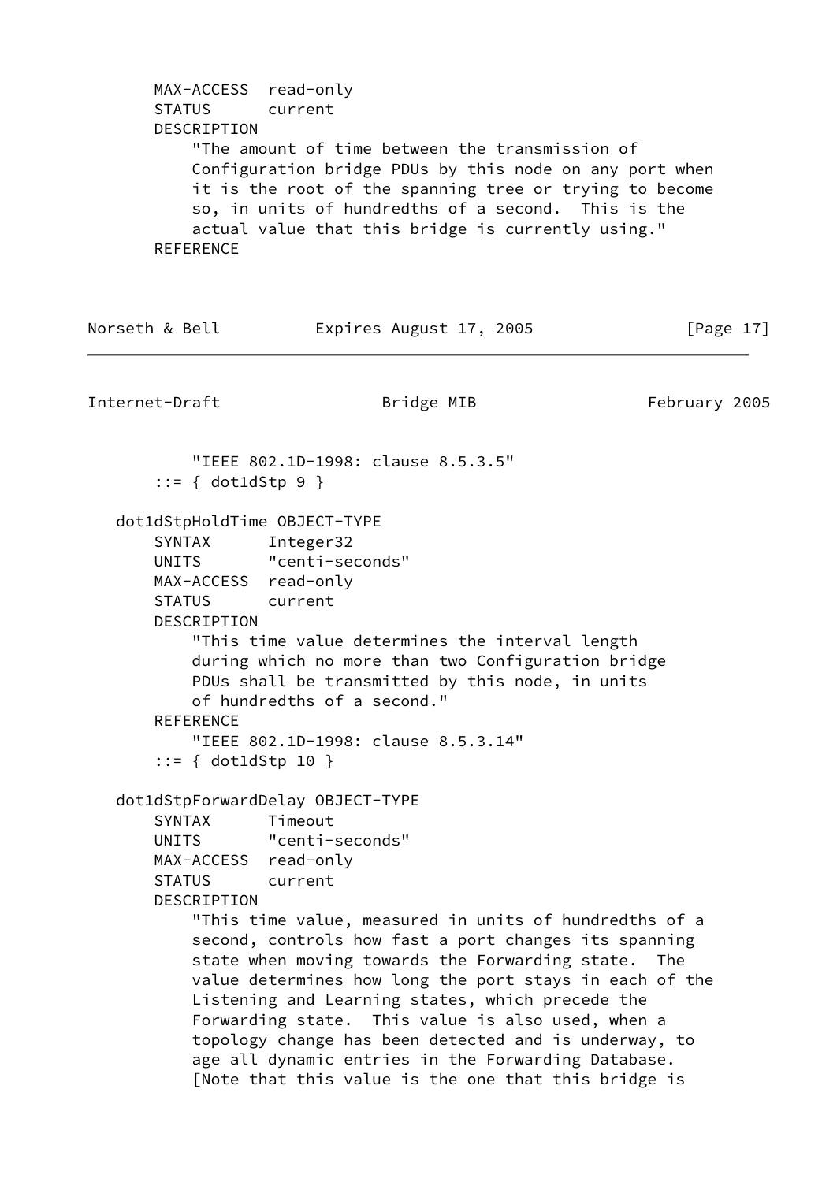```
        MAX-ACCESS  read-only
        STATUS      current
        DESCRIPTION
            "The amount of time between the transmission of
            Configuration bridge PDUs by this node on any port when
            it is the root of the spanning tree or trying to become
            so, in units of hundredths of a second.  This is the
            actual value that this bridge is currently using."
        REFERENCE
            "IEEE 802.1D-1998: clause 8.5.3.5"
        ::= { dot1dStp 9 }

    dot1dStpHoldTime OBJECT-TYPE
        SYNTAX      Integer32
        UNITS       "centi-seconds"
        MAX-ACCESS  read-only
        STATUS      current
        DESCRIPTION
            "This time value determines the interval length
            during which no more than two Configuration bridge
            PDUs shall be transmitted by this node, in units
            of hundredths of a second."
        REFERENCE
            "IEEE 802.1D-1998: clause 8.5.3.14"
        ::= { dot1dStp 10 }

    dot1dStpForwardDelay OBJECT-TYPE
        SYNTAX      Timeout
        UNITS       "centi-seconds"
        MAX-ACCESS  read-only
        STATUS      current
        DESCRIPTION
            "This time value, measured in units of hundredths of a
            second, controls how fast a port changes its spanning
            state when moving towards the Forwarding state.  The
            value determines how long the port stays in each of the
            Listening and Learning states, which precede the
            Forwarding state.  This value is also used, when a
            topology change has been detected and is underway, to
            age all dynamic entries in the Forwarding Database.
            [Note that this value is the one that this bridge is
```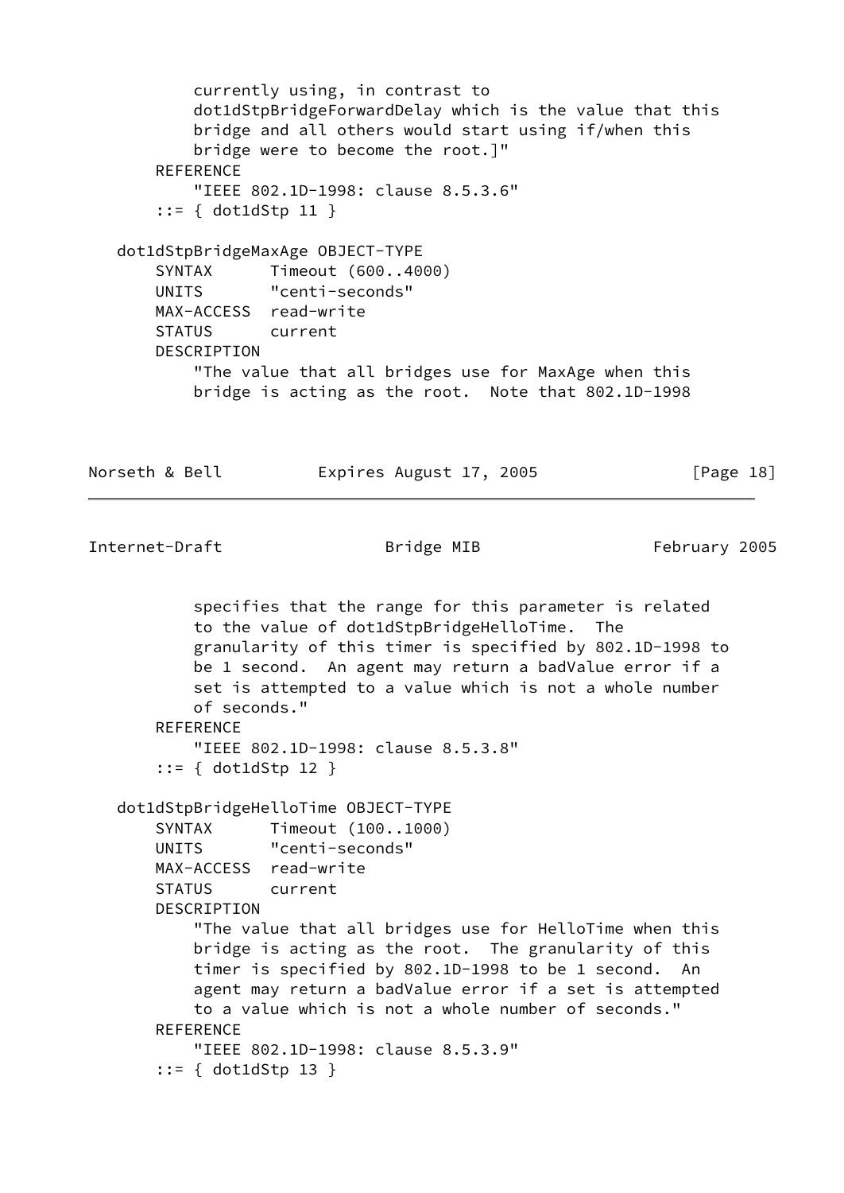```
           currently using, in contrast to
           dot1dStpBridgeForwardDelay which is the value that this
           bridge and all others would start using if/when this
           bridge were to become the root.]"
       REFERENCE
           "IEEE 802.1D-1998: clause 8.5.3.6"
       ::= { dot1dStp 11 }

   dot1dStpBridgeMaxAge OBJECT-TYPE
       SYNTAX      Timeout (600..4000)
       UNITS       "centi-seconds"
       MAX-ACCESS  read-write
       STATUS      current
       DESCRIPTION
           "The value that all bridges use for MaxAge when this
           bridge is acting as the root.  Note that 802.1D-1998
           specifies that the range for this parameter is related
           to the value of dot1dStpBridgeHelloTime.  The
           granularity of this timer is specified by 802.1D-1998 to
           be 1 second.  An agent may return a badValue error if a
           set is attempted to a value which is not a whole number
           of seconds."
       REFERENCE
           "IEEE 802.1D-1998: clause 8.5.3.8"
       ::= { dot1dStp 12 }

   dot1dStpBridgeHelloTime OBJECT-TYPE
       SYNTAX      Timeout (100..1000)
       UNITS       "centi-seconds"
       MAX-ACCESS  read-write
       STATUS      current
       DESCRIPTION
           "The value that all bridges use for HelloTime when this
           bridge is acting as the root.  The granularity of this
           timer is specified by 802.1D-1998 to be 1 second.  An
           agent may return a badValue error if a set is attempted
           to a value which is not a whole number of seconds."
       REFERENCE
           "IEEE 802.1D-1998: clause 8.5.3.9"
       ::= { dot1dStp 13 }
```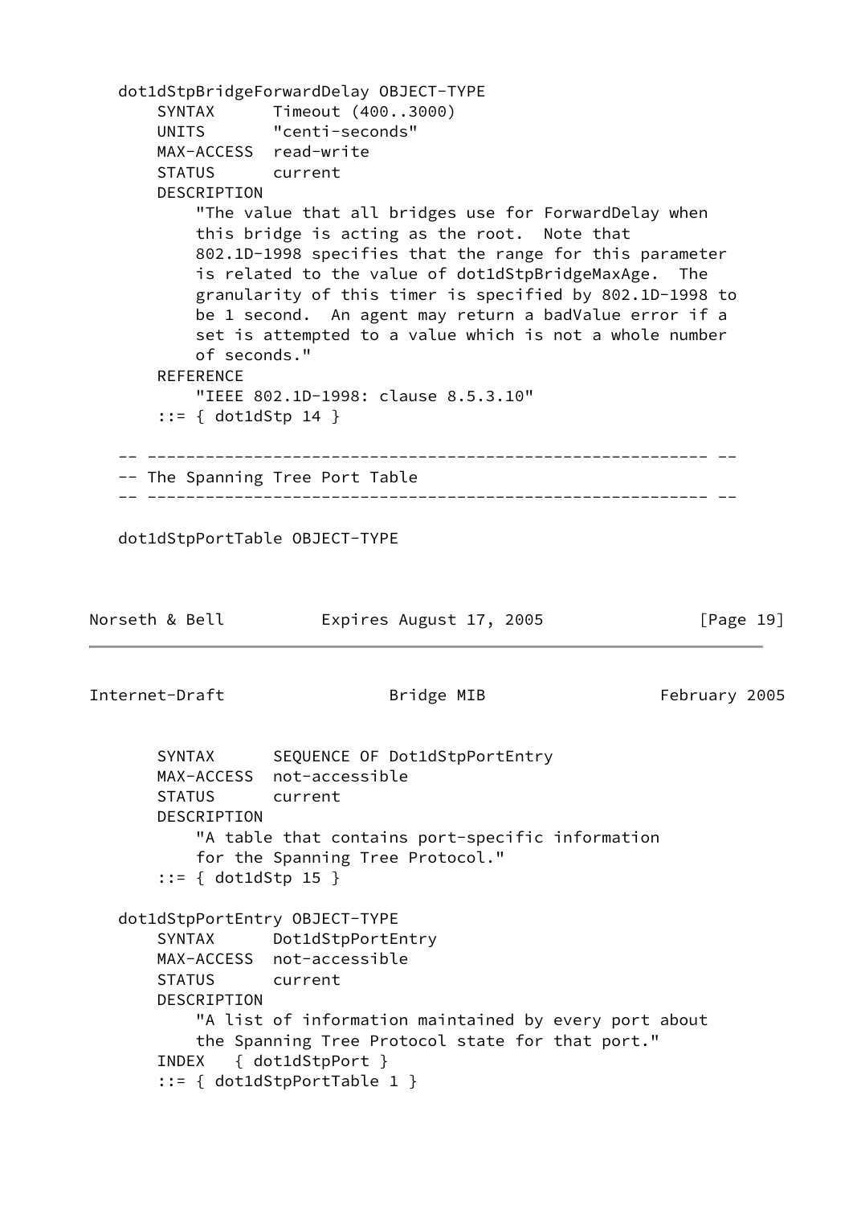```
   dot1dStpBridgeForwardDelay OBJECT-TYPE
       SYNTAX      Timeout (400..3000)
       UNITS       "centi-seconds"
       MAX-ACCESS  read-write
       STATUS      current
       DESCRIPTION
           "The value that all bridges use for ForwardDelay when
           this bridge is acting as the root.  Note that
           802.1D-1998 specifies that the range for this parameter
           is related to the value of dot1dStpBridgeMaxAge.  The
           granularity of this timer is specified by 802.1D-1998 to
           be 1 second.  An agent may return a badValue error if a
           set is attempted to a value which is not a whole number
           of seconds."
       REFERENCE
           "IEEE 802.1D-1998: clause 8.5.3.10"
       ::= { dot1dStp 14 }

   -- ---------------------------------------------------------- --
   -- The Spanning Tree Port Table
   -- ---------------------------------------------------------- --

   dot1dStpPortTable OBJECT-TYPE
       SYNTAX      SEQUENCE OF Dot1dStpPortEntry
       MAX-ACCESS  not-accessible
       STATUS      current
       DESCRIPTION
           "A table that contains port-specific information
           for the Spanning Tree Protocol."
       ::= { dot1dStp 15 }

   dot1dStpPortEntry OBJECT-TYPE
       SYNTAX      Dot1dStpPortEntry
       MAX-ACCESS  not-accessible
       STATUS      current
       DESCRIPTION
           "A list of information maintained by every port about
           the Spanning Tree Protocol state for that port."
       INDEX   { dot1dStpPort }
       ::= { dot1dStpPortTable 1 }
```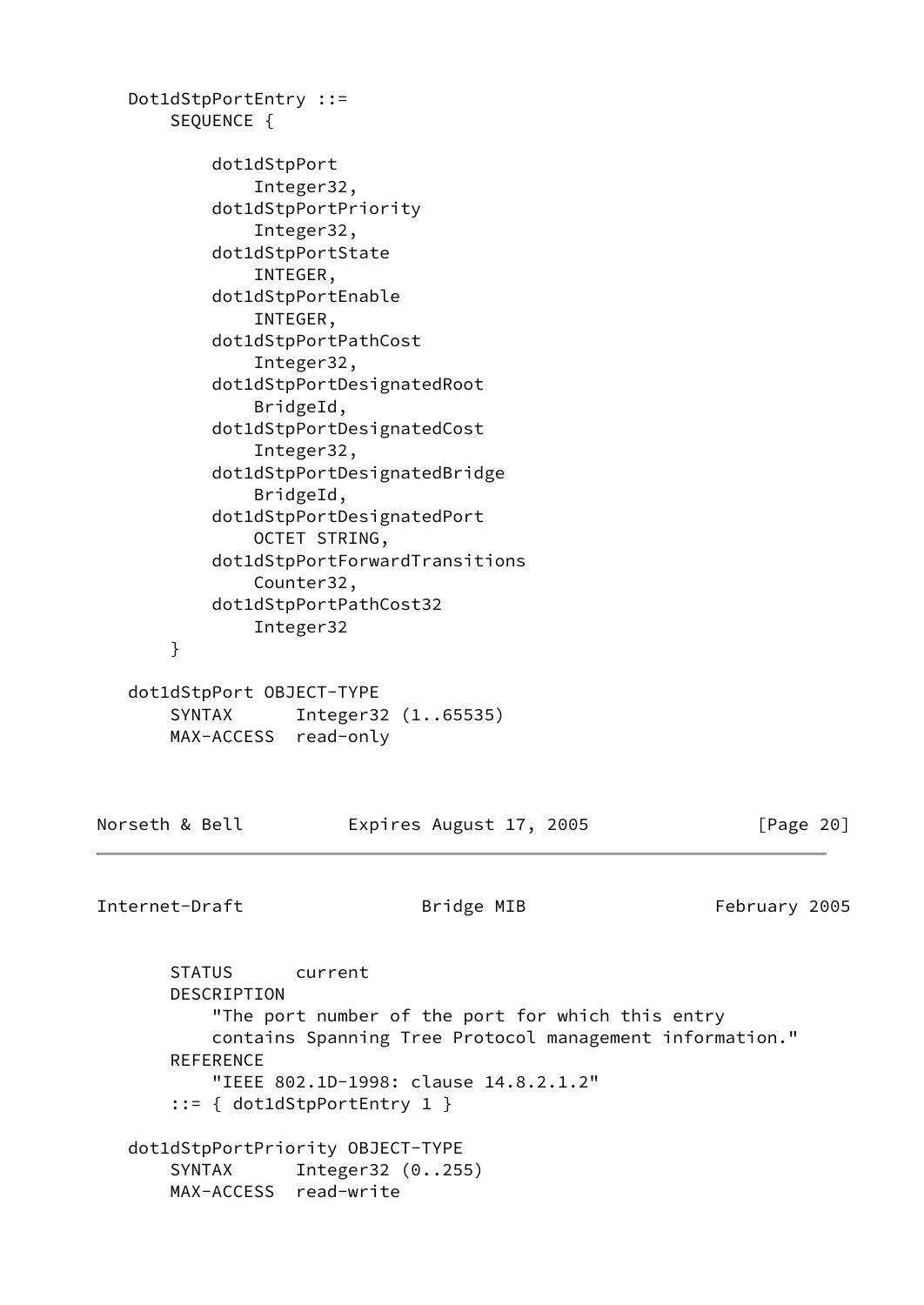```
   Dot1dStpPortEntry ::=
       SEQUENCE {

           dot1dStpPort
               Integer32,
           dot1dStpPortPriority
               Integer32,
           dot1dStpPortState
               INTEGER,
           dot1dStpPortEnable
               INTEGER,
           dot1dStpPortPathCost
               Integer32,
           dot1dStpPortDesignatedRoot
               BridgeId,
           dot1dStpPortDesignatedCost
               Integer32,
           dot1dStpPortDesignatedBridge
               BridgeId,
           dot1dStpPortDesignatedPort
               OCTET STRING,
           dot1dStpPortForwardTransitions
               Counter32,
           dot1dStpPortPathCost32
               Integer32
       }

   dot1dStpPort OBJECT-TYPE
       SYNTAX      Integer32 (1..65535)
       MAX-ACCESS  read-only
       STATUS      current
       DESCRIPTION
           "The port number of the port for which this entry
           contains Spanning Tree Protocol management information."
       REFERENCE
           "IEEE 802.1D-1998: clause 14.8.2.1.2"
       ::= { dot1dStpPortEntry 1 }

   dot1dStpPortPriority OBJECT-TYPE
       SYNTAX      Integer32 (0..255)
       MAX-ACCESS  read-write
```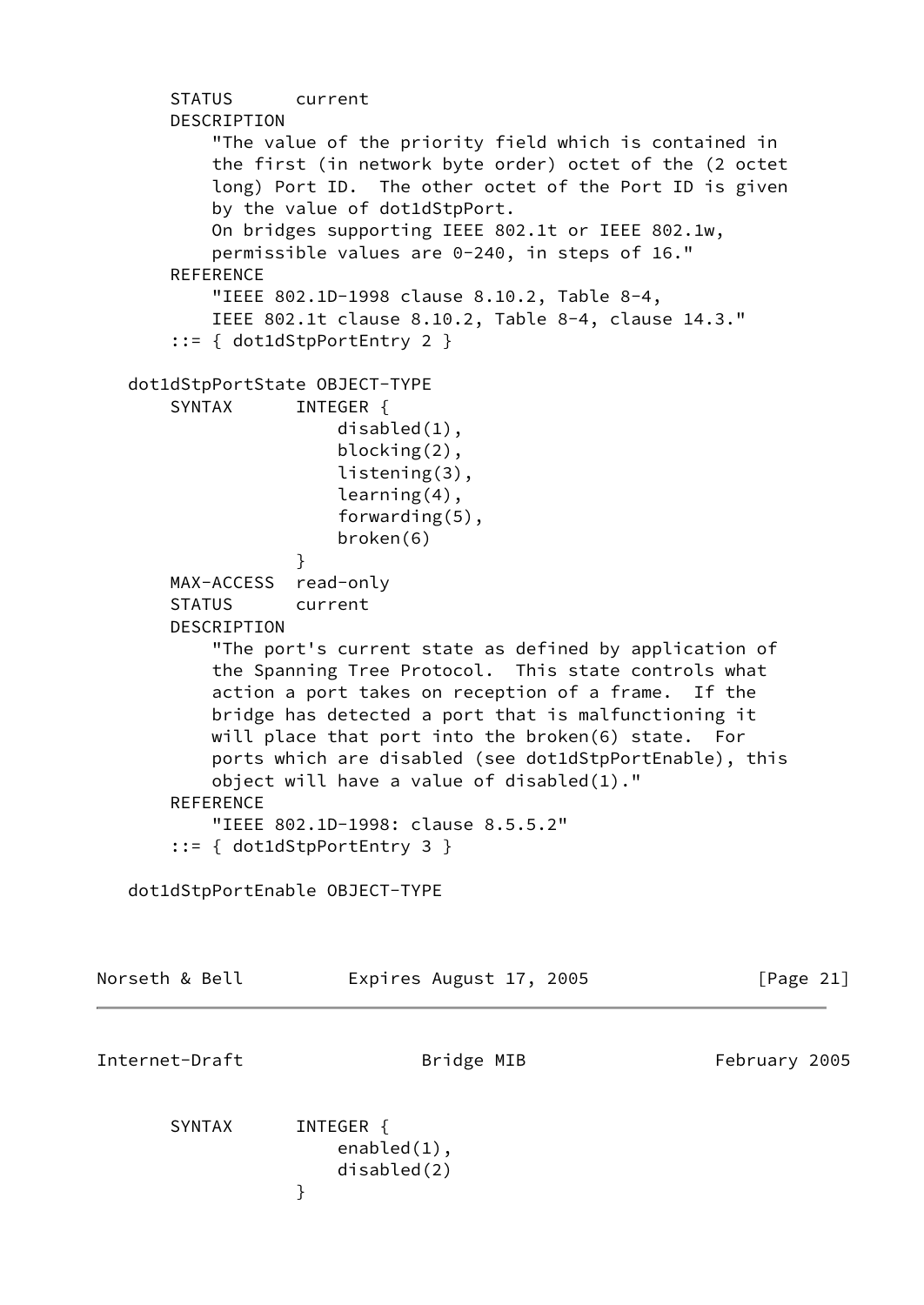```
        STATUS      current
        DESCRIPTION
            "The value of the priority field which is contained in
            the first (in network byte order) octet of the (2 octet
            long) Port ID.  The other octet of the Port ID is given
            by the value of dot1dStpPort.
            On bridges supporting IEEE 802.1t or IEEE 802.1w,
            permissible values are 0-240, in steps of 16."
        REFERENCE
            "IEEE 802.1D-1998 clause 8.10.2, Table 8-4,
            IEEE 802.1t clause 8.10.2, Table 8-4, clause 14.3."
        ::= { dot1dStpPortEntry 2 }

    dot1dStpPortState OBJECT-TYPE
        SYNTAX      INTEGER {
                        disabled(1),
                        blocking(2),
                        listening(3),
                        learning(4),
                        forwarding(5),
                        broken(6)
                    }
        MAX-ACCESS  read-only
        STATUS      current
        DESCRIPTION
            "The port's current state as defined by application of
            the Spanning Tree Protocol.  This state controls what
            action a port takes on reception of a frame.  If the
            bridge has detected a port that is malfunctioning it
            will place that port into the broken(6) state.  For
            ports which are disabled (see dot1dStpPortEnable), this
            object will have a value of disabled(1)."
        REFERENCE
            "IEEE 802.1D-1998: clause 8.5.5.2"
        ::= { dot1dStpPortEntry 3 }

    dot1dStpPortEnable OBJECT-TYPE
        SYNTAX      INTEGER {
                        enabled(1),
                        disabled(2)
                    }
```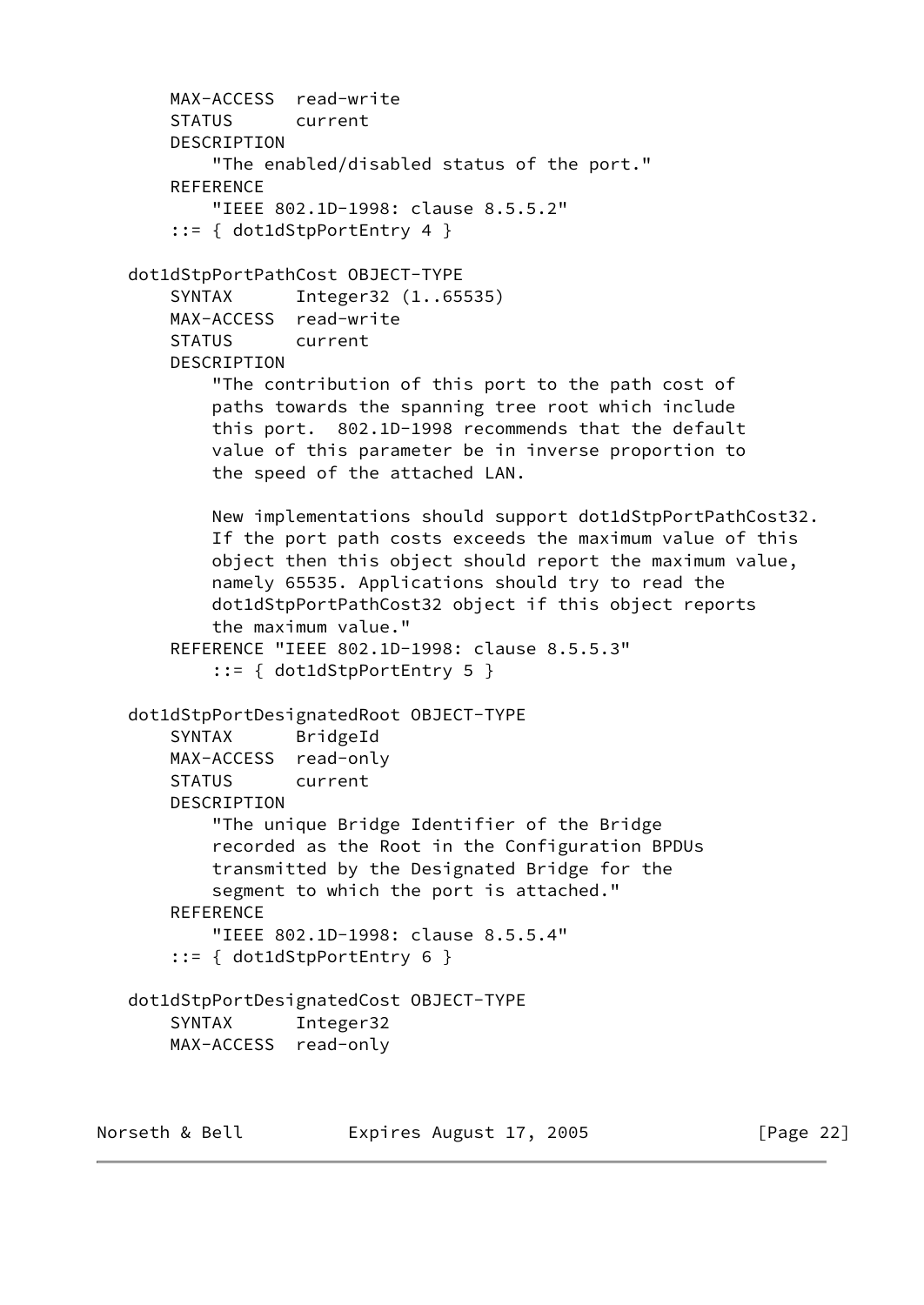```
       MAX-ACCESS  read-write
       STATUS      current
       DESCRIPTION
           "The enabled/disabled status of the port."
       REFERENCE
           "IEEE 802.1D-1998: clause 8.5.5.2"
       ::= { dot1dStpPortEntry 4 }

   dot1dStpPortPathCost OBJECT-TYPE
       SYNTAX      Integer32 (1..65535)
       MAX-ACCESS  read-write
       STATUS      current
       DESCRIPTION
           "The contribution of this port to the path cost of
           paths towards the spanning tree root which include
           this port.  802.1D-1998 recommends that the default
           value of this parameter be in inverse proportion to
           the speed of the attached LAN.

           New implementations should support dot1dStpPortPathCost32.
           If the port path costs exceeds the maximum value of this
           object then this object should report the maximum value,
           namely 65535. Applications should try to read the
           dot1dStpPortPathCost32 object if this object reports
           the maximum value."
       REFERENCE "IEEE 802.1D-1998: clause 8.5.5.3"
           ::= { dot1dStpPortEntry 5 }

   dot1dStpPortDesignatedRoot OBJECT-TYPE
       SYNTAX      BridgeId
       MAX-ACCESS  read-only
       STATUS      current
       DESCRIPTION
           "The unique Bridge Identifier of the Bridge
           recorded as the Root in the Configuration BPDUs
           transmitted by the Designated Bridge for the
           segment to which the port is attached."
       REFERENCE
           "IEEE 802.1D-1998: clause 8.5.5.4"
       ::= { dot1dStpPortEntry 6 }

   dot1dStpPortDesignatedCost OBJECT-TYPE
       SYNTAX      Integer32
       MAX-ACCESS  read-only
```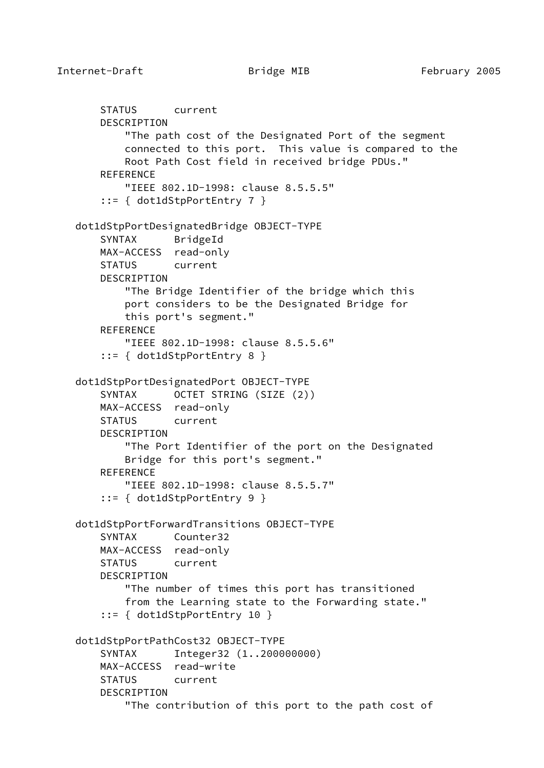```
        STATUS      current
        DESCRIPTION
            "The path cost of the Designated Port of the segment
            connected to this port.  This value is compared to the
            Root Path Cost field in received bridge PDUs."
        REFERENCE
            "IEEE 802.1D-1998: clause 8.5.5.5"
        ::= { dot1dStpPortEntry 7 }

    dot1dStpPortDesignatedBridge OBJECT-TYPE
        SYNTAX      BridgeId
        MAX-ACCESS  read-only
        STATUS      current
        DESCRIPTION
            "The Bridge Identifier of the bridge which this
            port considers to be the Designated Bridge for
            this port's segment."
        REFERENCE
            "IEEE 802.1D-1998: clause 8.5.5.6"
        ::= { dot1dStpPortEntry 8 }

    dot1dStpPortDesignatedPort OBJECT-TYPE
        SYNTAX      OCTET STRING (SIZE (2))
        MAX-ACCESS  read-only
        STATUS      current
        DESCRIPTION
            "The Port Identifier of the port on the Designated
            Bridge for this port's segment."
        REFERENCE
            "IEEE 802.1D-1998: clause 8.5.5.7"
        ::= { dot1dStpPortEntry 9 }

    dot1dStpPortForwardTransitions OBJECT-TYPE
        SYNTAX      Counter32
        MAX-ACCESS  read-only
        STATUS      current
        DESCRIPTION
            "The number of times this port has transitioned
            from the Learning state to the Forwarding state."
        ::= { dot1dStpPortEntry 10 }

    dot1dStpPortPathCost32 OBJECT-TYPE
        SYNTAX      Integer32 (1..200000000)
        MAX-ACCESS  read-write
        STATUS      current
        DESCRIPTION
            "The contribution of this port to the path cost of
```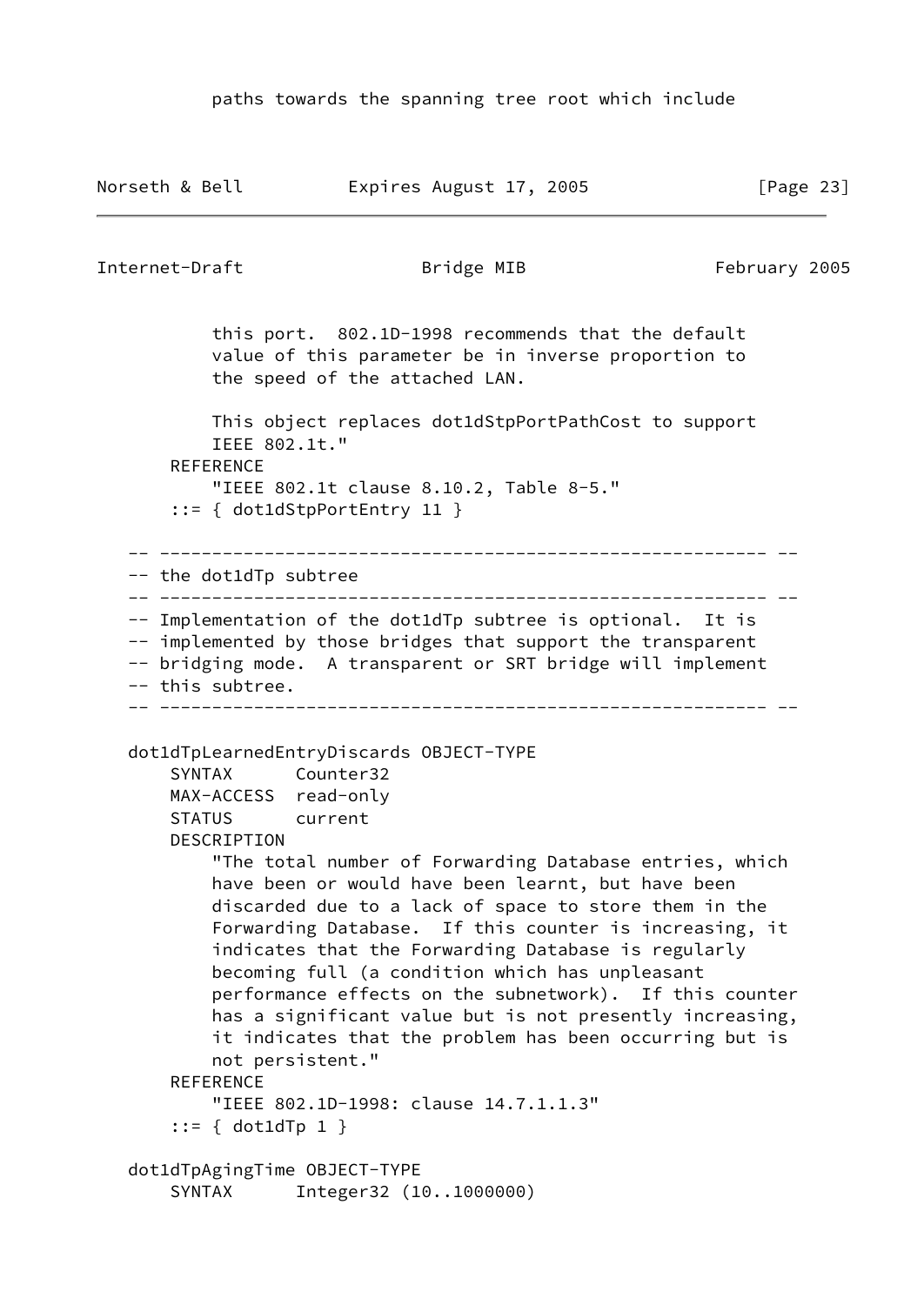```
          paths towards the spanning tree root which include

          this port.  802.1D-1998 recommends that the default
          value of this parameter be in inverse proportion to
          the speed of the attached LAN.

          This object replaces dot1dStpPortPathCost to support
          IEEE 802.1t."
      REFERENCE
          "IEEE 802.1t clause 8.10.2, Table 8-5."
      ::= { dot1dStpPortEntry 11 }

   -- ---------------------------------------------------------- --
   -- the dot1dTp subtree
   -- ---------------------------------------------------------- --
   -- Implementation of the dot1dTp subtree is optional.  It is
   -- implemented by those bridges that support the transparent
   -- bridging mode.  A transparent or SRT bridge will implement
   -- this subtree.
   -- ---------------------------------------------------------- --

   dot1dTpLearnedEntryDiscards OBJECT-TYPE
       SYNTAX      Counter32
       MAX-ACCESS  read-only
       STATUS      current
       DESCRIPTION
           "The total number of Forwarding Database entries, which
           have been or would have been learnt, but have been
           discarded due to a lack of space to store them in the
           Forwarding Database.  If this counter is increasing, it
           indicates that the Forwarding Database is regularly
           becoming full (a condition which has unpleasant
           performance effects on the subnetwork).  If this counter
           has a significant value but is not presently increasing,
           it indicates that the problem has been occurring but is
           not persistent."
       REFERENCE
           "IEEE 802.1D-1998: clause 14.7.1.1.3"
       ::= { dot1dTp 1 }

   dot1dTpAgingTime OBJECT-TYPE
       SYNTAX      Integer32 (10..1000000)
```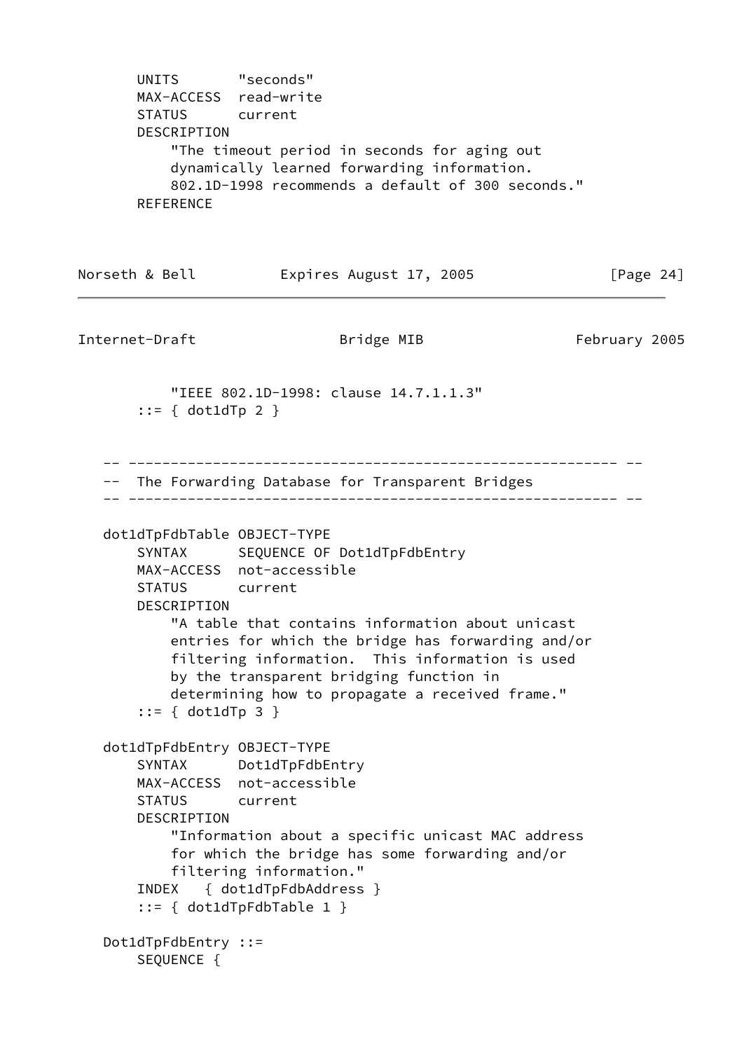```
        UNITS       "seconds"
        MAX-ACCESS  read-write
        STATUS      current
        DESCRIPTION
            "The timeout period in seconds for aging out
            dynamically learned forwarding information.
            802.1D-1998 recommends a default of 300 seconds."
        REFERENCE
            "IEEE 802.1D-1998: clause 14.7.1.1.3"
        ::= { dot1dTp 2 }


   -- ---------------------------------------------------------- --
   --  The Forwarding Database for Transparent Bridges
   -- ---------------------------------------------------------- --

   dot1dTpFdbTable OBJECT-TYPE
        SYNTAX      SEQUENCE OF Dot1dTpFdbEntry
        MAX-ACCESS  not-accessible
        STATUS      current
        DESCRIPTION
            "A table that contains information about unicast
            entries for which the bridge has forwarding and/or
            filtering information.  This information is used
            by the transparent bridging function in
            determining how to propagate a received frame."
        ::= { dot1dTp 3 }

   dot1dTpFdbEntry OBJECT-TYPE
        SYNTAX      Dot1dTpFdbEntry
        MAX-ACCESS  not-accessible
        STATUS      current
        DESCRIPTION
            "Information about a specific unicast MAC address
            for which the bridge has some forwarding and/or
            filtering information."
        INDEX   { dot1dTpFdbAddress }
        ::= { dot1dTpFdbTable 1 }

   Dot1dTpFdbEntry ::=
        SEQUENCE {
```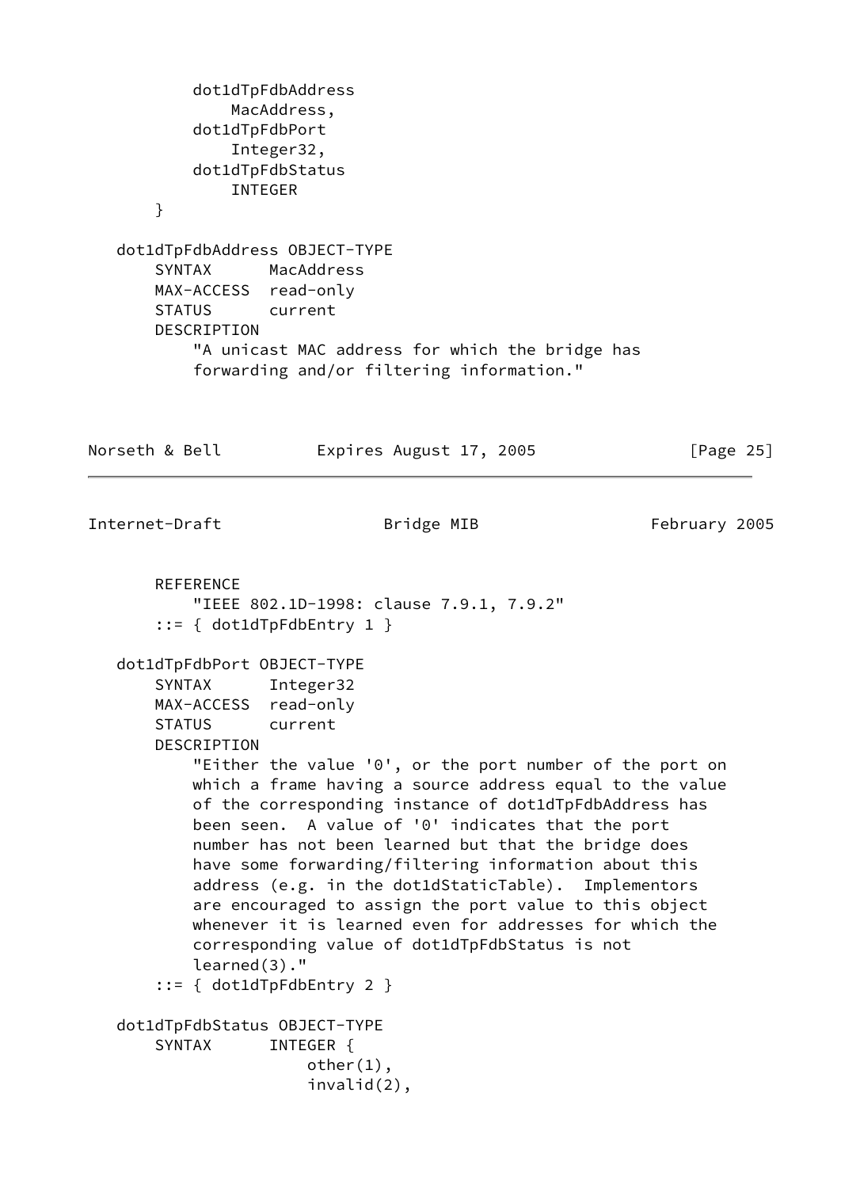```
            dot1dTpFdbAddress
                MacAddress,
            dot1dTpFdbPort
                Integer32,
            dot1dTpFdbStatus
                INTEGER
        }

    dot1dTpFdbAddress OBJECT-TYPE
        SYNTAX      MacAddress
        MAX-ACCESS  read-only
        STATUS      current
        DESCRIPTION
            "A unicast MAC address for which the bridge has
            forwarding and/or filtering information."
        REFERENCE
            "IEEE 802.1D-1998: clause 7.9.1, 7.9.2"
        ::= { dot1dTpFdbEntry 1 }

    dot1dTpFdbPort OBJECT-TYPE
        SYNTAX      Integer32
        MAX-ACCESS  read-only
        STATUS      current
        DESCRIPTION
            "Either the value '0', or the port number of the port on
            which a frame having a source address equal to the value
            of the corresponding instance of dot1dTpFdbAddress has
            been seen.  A value of '0' indicates that the port
            number has not been learned but that the bridge does
            have some forwarding/filtering information about this
            address (e.g. in the dot1dStaticTable).  Implementors
            are encouraged to assign the port value to this object
            whenever it is learned even for addresses for which the
            corresponding value of dot1dTpFdbStatus is not
            learned(3)."
        ::= { dot1dTpFdbEntry 2 }

    dot1dTpFdbStatus OBJECT-TYPE
        SYNTAX      INTEGER {
                        other(1),
                        invalid(2),
```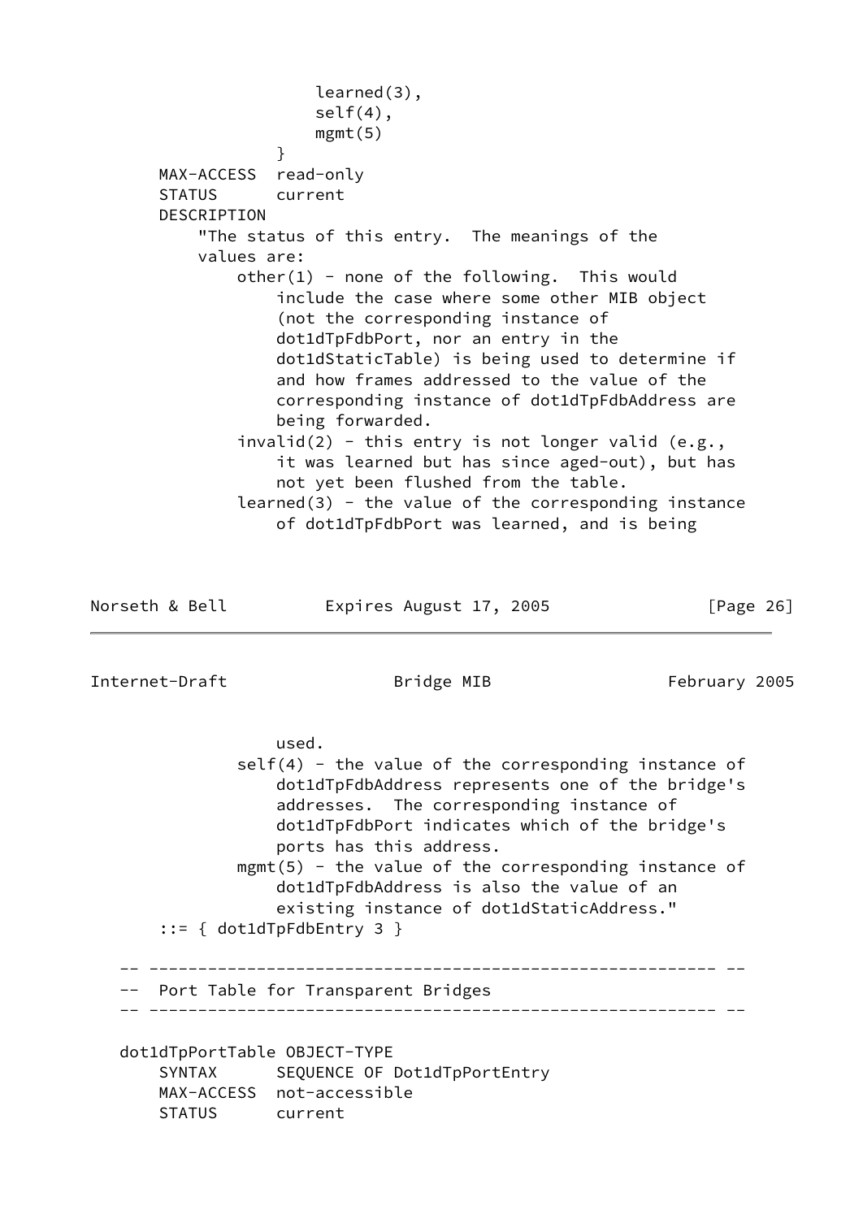```
                    learned(3),
                    self(4),
                    mgmt(5)
                }
        MAX-ACCESS  read-only
        STATUS      current
        DESCRIPTION
            "The status of this entry.  The meanings of the
            values are:
                other(1) - none of the following.  This would
                    include the case where some other MIB object
                    (not the corresponding instance of
                    dot1dTpFdbPort, nor an entry in the
                    dot1dStaticTable) is being used to determine if
                    and how frames addressed to the value of the
                    corresponding instance of dot1dTpFdbAddress are
                    being forwarded.
                invalid(2) - this entry is not longer valid (e.g.,
                    it was learned but has since aged-out), but has
                    not yet been flushed from the table.
                learned(3) - the value of the corresponding instance
                    of dot1dTpFdbPort was learned, and is being
                    used.
                self(4) - the value of the corresponding instance of
                    dot1dTpFdbAddress represents one of the bridge's
                    addresses.  The corresponding instance of
                    dot1dTpFdbPort indicates which of the bridge's
                    ports has this address.
                mgmt(5) - the value of the corresponding instance of
                    dot1dTpFdbAddress is also the value of an
                    existing instance of dot1dStaticAddress."
        ::= { dot1dTpFdbEntry 3 }

    -- ---------------------------------------------------------- --
    --  Port Table for Transparent Bridges
    -- ---------------------------------------------------------- --

    dot1dTpPortTable OBJECT-TYPE
        SYNTAX      SEQUENCE OF Dot1dTpPortEntry
        MAX-ACCESS  not-accessible
        STATUS      current
```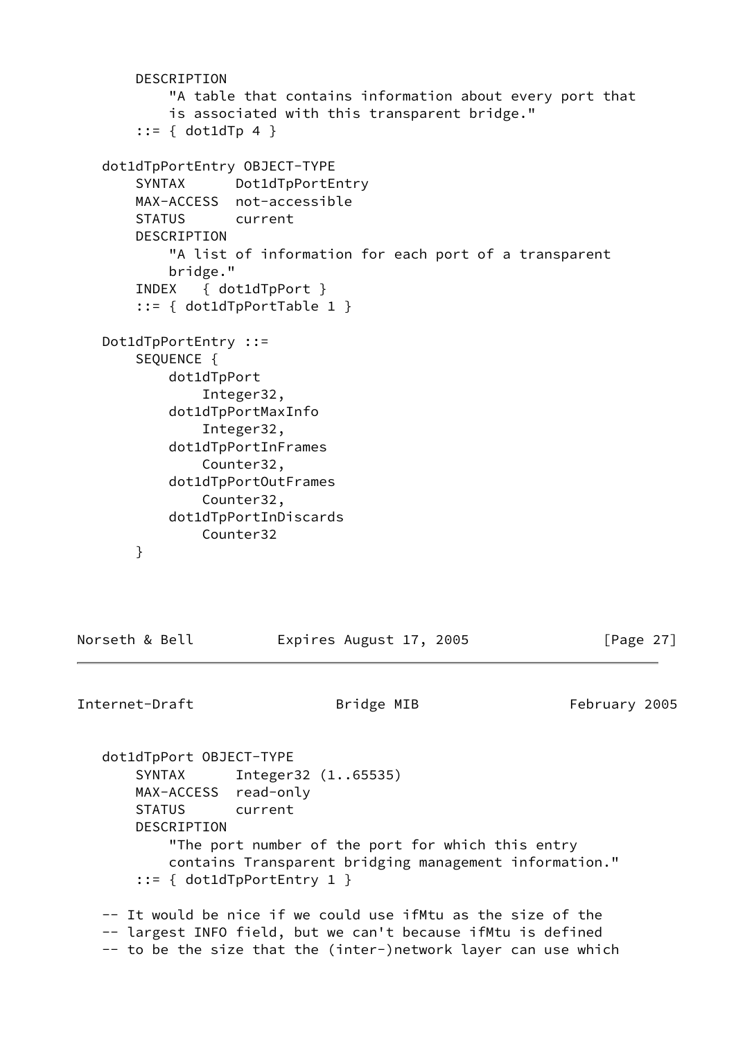```
       DESCRIPTION
           "A table that contains information about every port that
           is associated with this transparent bridge."
       ::= { dot1dTp 4 }

   dot1dTpPortEntry OBJECT-TYPE
       SYNTAX      Dot1dTpPortEntry
       MAX-ACCESS  not-accessible
       STATUS      current
       DESCRIPTION
           "A list of information for each port of a transparent
           bridge."
       INDEX   { dot1dTpPort }
       ::= { dot1dTpPortTable 1 }

   Dot1dTpPortEntry ::=
       SEQUENCE {
           dot1dTpPort
               Integer32,
           dot1dTpPortMaxInfo
               Integer32,
           dot1dTpPortInFrames
               Counter32,
           dot1dTpPortOutFrames
               Counter32,
           dot1dTpPortInDiscards
               Counter32
       }

   dot1dTpPort OBJECT-TYPE
       SYNTAX      Integer32 (1..65535)
       MAX-ACCESS  read-only
       STATUS      current
       DESCRIPTION
           "The port number of the port for which this entry
           contains Transparent bridging management information."
       ::= { dot1dTpPortEntry 1 }

   -- It would be nice if we could use ifMtu as the size of the
   -- largest INFO field, but we can't because ifMtu is defined
   -- to be the size that the (inter-)network layer can use which
```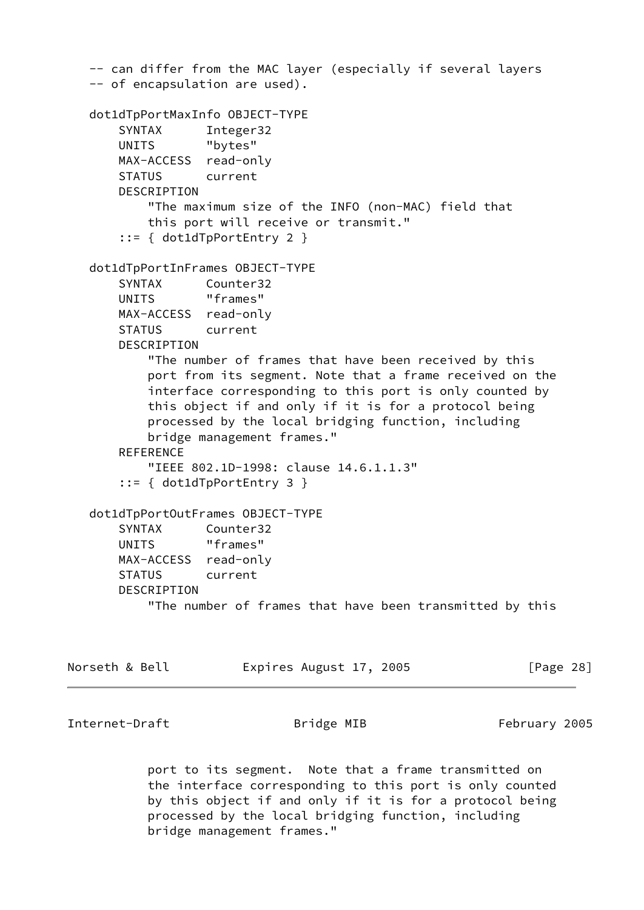```
   -- can differ from the MAC layer (especially if several layers
   -- of encapsulation are used).

   dot1dTpPortMaxInfo OBJECT-TYPE
       SYNTAX      Integer32
       UNITS       "bytes"
       MAX-ACCESS  read-only
       STATUS      current
       DESCRIPTION
           "The maximum size of the INFO (non-MAC) field that
           this port will receive or transmit."
       ::= { dot1dTpPortEntry 2 }

   dot1dTpPortInFrames OBJECT-TYPE
       SYNTAX      Counter32
       UNITS       "frames"
       MAX-ACCESS  read-only
       STATUS      current
       DESCRIPTION
           "The number of frames that have been received by this
           port from its segment. Note that a frame received on the
           interface corresponding to this port is only counted by
           this object if and only if it is for a protocol being
           processed by the local bridging function, including
           bridge management frames."
       REFERENCE
           "IEEE 802.1D-1998: clause 14.6.1.1.3"
       ::= { dot1dTpPortEntry 3 }

   dot1dTpPortOutFrames OBJECT-TYPE
       SYNTAX      Counter32
       UNITS       "frames"
       MAX-ACCESS  read-only
       STATUS      current
       DESCRIPTION
           "The number of frames that have been transmitted by this
           port to its segment.  Note that a frame transmitted on
           the interface corresponding to this port is only counted
           by this object if and only if it is for a protocol being
           processed by the local bridging function, including
           bridge management frames."
```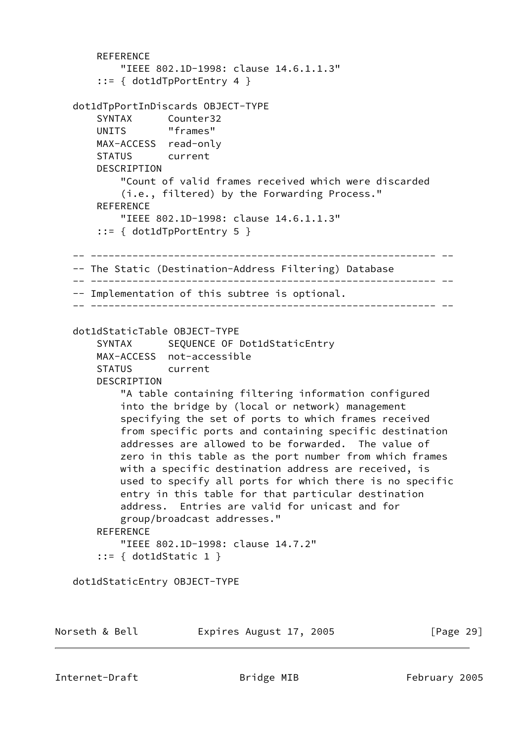```
    REFERENCE
        "IEEE 802.1D-1998: clause 14.6.1.1.3"
    ::= { dot1dTpPortEntry 4 }

dot1dTpPortInDiscards OBJECT-TYPE
    SYNTAX      Counter32
    UNITS       "frames"
    MAX-ACCESS  read-only
    STATUS      current
    DESCRIPTION
        "Count of valid frames received which were discarded
        (i.e., filtered) by the Forwarding Process."
    REFERENCE
        "IEEE 802.1D-1998: clause 14.6.1.1.3"
    ::= { dot1dTpPortEntry 5 }

-- ---------------------------------------------------------- --
-- The Static (Destination-Address Filtering) Database
-- ---------------------------------------------------------- --
-- Implementation of this subtree is optional.
-- ---------------------------------------------------------- --

dot1dStaticTable OBJECT-TYPE
    SYNTAX      SEQUENCE OF Dot1dStaticEntry
    MAX-ACCESS  not-accessible
    STATUS      current
    DESCRIPTION
        "A table containing filtering information configured
        into the bridge by (local or network) management
        specifying the set of ports to which frames received
        from specific ports and containing specific destination
        addresses are allowed to be forwarded.  The value of
        zero in this table as the port number from which frames
        with a specific destination address are received, is
        used to specify all ports for which there is no specific
        entry in this table for that particular destination
        address.  Entries are valid for unicast and for
        group/broadcast addresses."
    REFERENCE
        "IEEE 802.1D-1998: clause 14.7.2"
    ::= { dot1dStatic 1 }

dot1dStaticEntry OBJECT-TYPE
```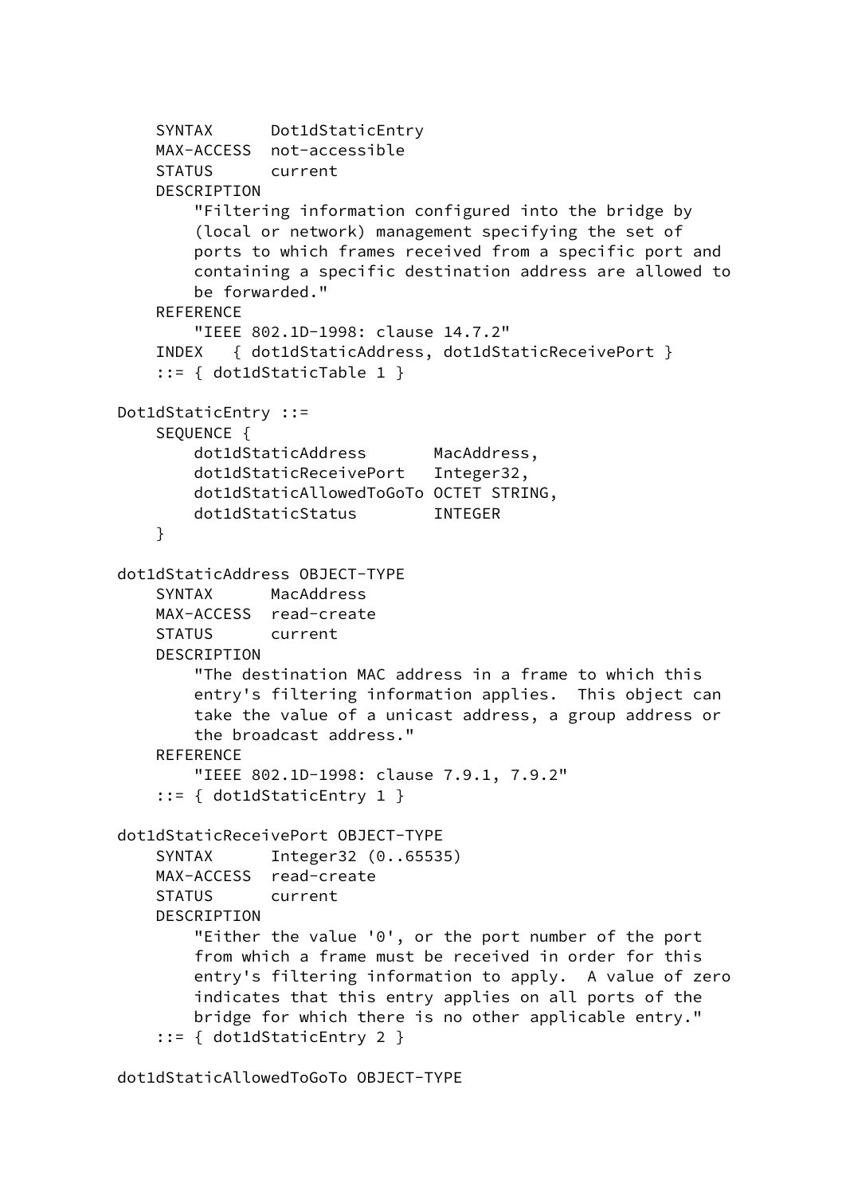```
    SYNTAX      Dot1dStaticEntry
    MAX-ACCESS  not-accessible
    STATUS      current
    DESCRIPTION
        "Filtering information configured into the bridge by
        (local or network) management specifying the set of
        ports to which frames received from a specific port and
        containing a specific destination address are allowed to
        be forwarded."
    REFERENCE
        "IEEE 802.1D-1998: clause 14.7.2"
    INDEX   { dot1dStaticAddress, dot1dStaticReceivePort }
    ::= { dot1dStaticTable 1 }

Dot1dStaticEntry ::=
    SEQUENCE {
        dot1dStaticAddress       MacAddress,
        dot1dStaticReceivePort   Integer32,
        dot1dStaticAllowedToGoTo OCTET STRING,
        dot1dStaticStatus        INTEGER
    }

dot1dStaticAddress OBJECT-TYPE
    SYNTAX      MacAddress
    MAX-ACCESS  read-create
    STATUS      current
    DESCRIPTION
        "The destination MAC address in a frame to which this
        entry's filtering information applies.  This object can
        take the value of a unicast address, a group address or
        the broadcast address."
    REFERENCE
        "IEEE 802.1D-1998: clause 7.9.1, 7.9.2"
    ::= { dot1dStaticEntry 1 }

dot1dStaticReceivePort OBJECT-TYPE
    SYNTAX      Integer32 (0..65535)
    MAX-ACCESS  read-create
    STATUS      current
    DESCRIPTION
        "Either the value '0', or the port number of the port
        from which a frame must be received in order for this
        entry's filtering information to apply.  A value of zero
        indicates that this entry applies on all ports of the
        bridge for which there is no other applicable entry."
    ::= { dot1dStaticEntry 2 }

dot1dStaticAllowedToGoTo OBJECT-TYPE
```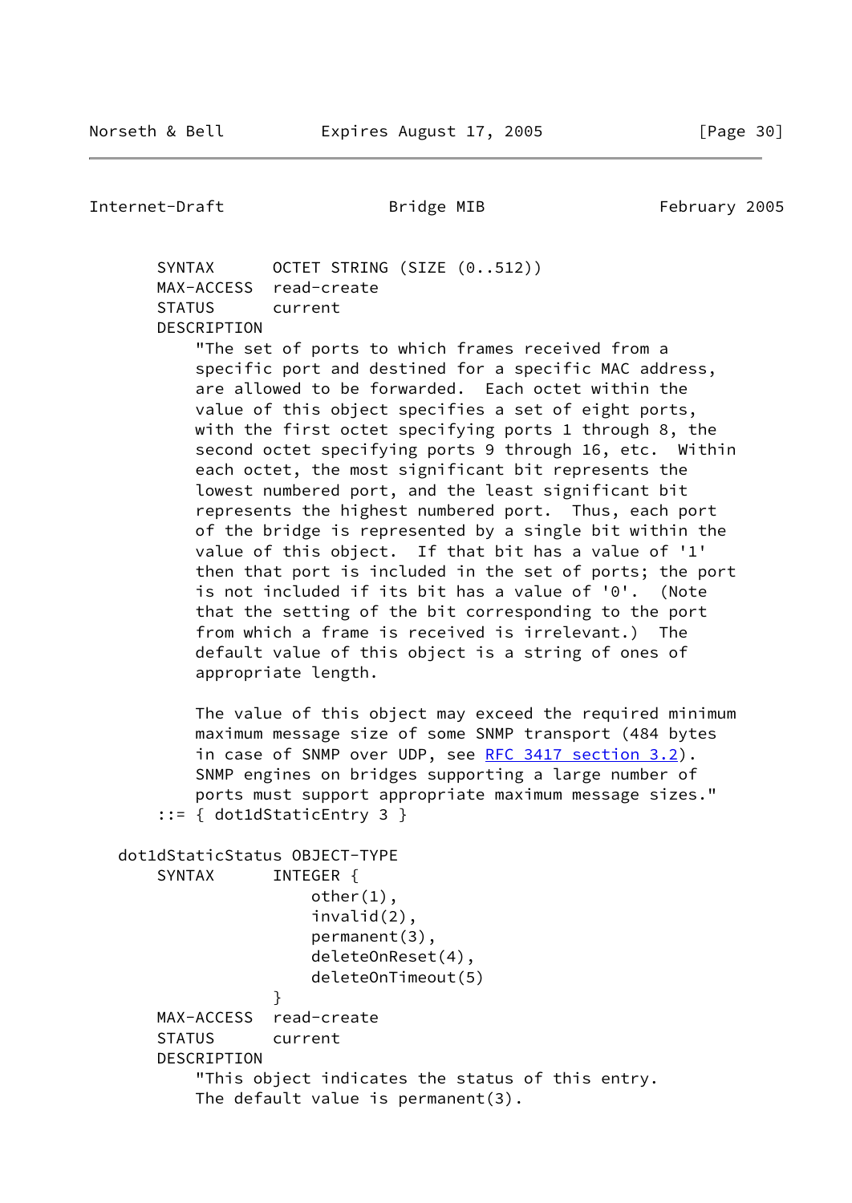```
       SYNTAX      OCTET STRING (SIZE (0..512))
       MAX-ACCESS  read-create
       STATUS      current
       DESCRIPTION
           "The set of ports to which frames received from a
           specific port and destined for a specific MAC address,
           are allowed to be forwarded.  Each octet within the
           value of this object specifies a set of eight ports,
           with the first octet specifying ports 1 through 8, the
           second octet specifying ports 9 through 16, etc.  Within
           each octet, the most significant bit represents the
           lowest numbered port, and the least significant bit
           represents the highest numbered port.  Thus, each port
           of the bridge is represented by a single bit within the
           value of this object.  If that bit has a value of '1'
           then that port is included in the set of ports; the port
           is not included if its bit has a value of '0'.  (Note
           that the setting of the bit corresponding to the port
           from which a frame is received is irrelevant.)  The
           default value of this object is a string of ones of
           appropriate length.

           The value of this object may exceed the required minimum
           maximum message size of some SNMP transport (484 bytes
           in case of SNMP over UDP, see RFC 3417 section 3.2).
           SNMP engines on bridges supporting a large number of
           ports must support appropriate maximum message sizes."
       ::= { dot1dStaticEntry 3 }

   dot1dStaticStatus OBJECT-TYPE
       SYNTAX      INTEGER {
                       other(1),
                       invalid(2),
                       permanent(3),
                       deleteOnReset(4),
                       deleteOnTimeout(5)
                   }
       MAX-ACCESS  read-create
       STATUS      current
       DESCRIPTION
           "This object indicates the status of this entry.
           The default value is permanent(3).
```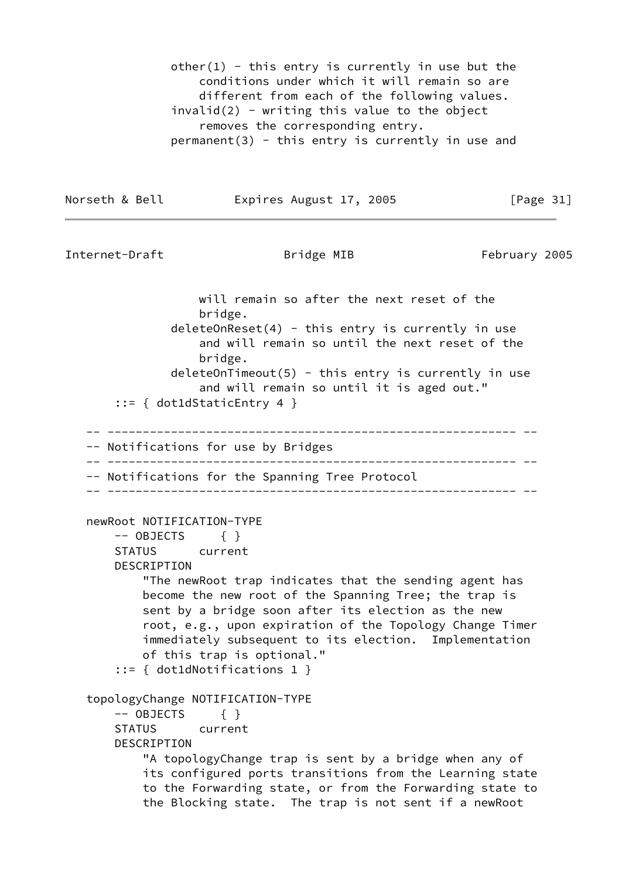```
              other(1) - this entry is currently in use but the
                  conditions under which it will remain so are
                  different from each of the following values.
              invalid(2) - writing this value to the object
                  removes the corresponding entry.
              permanent(3) - this entry is currently in use and
                  will remain so after the next reset of the
                  bridge.
              deleteOnReset(4) - this entry is currently in use
                  and will remain so until the next reset of the
                  bridge.
              deleteOnTimeout(5) - this entry is currently in use
                  and will remain so until it is aged out."
      ::= { dot1dStaticEntry 4 }

   -- ---------------------------------------------------------- --
   -- Notifications for use by Bridges
   -- ---------------------------------------------------------- --
   -- Notifications for the Spanning Tree Protocol
   -- ---------------------------------------------------------- --

   newRoot NOTIFICATION-TYPE
       -- OBJECTS     { }
       STATUS      current
       DESCRIPTION
           "The newRoot trap indicates that the sending agent has
           become the new root of the Spanning Tree; the trap is
           sent by a bridge soon after its election as the new
           root, e.g., upon expiration of the Topology Change Timer
           immediately subsequent to its election.  Implementation
           of this trap is optional."
       ::= { dot1dNotifications 1 }

   topologyChange NOTIFICATION-TYPE
       -- OBJECTS     { }
       STATUS      current
       DESCRIPTION
           "A topologyChange trap is sent by a bridge when any of
           its configured ports transitions from the Learning state
           to the Forwarding state, or from the Forwarding state to
           the Blocking state.  The trap is not sent if a newRoot
```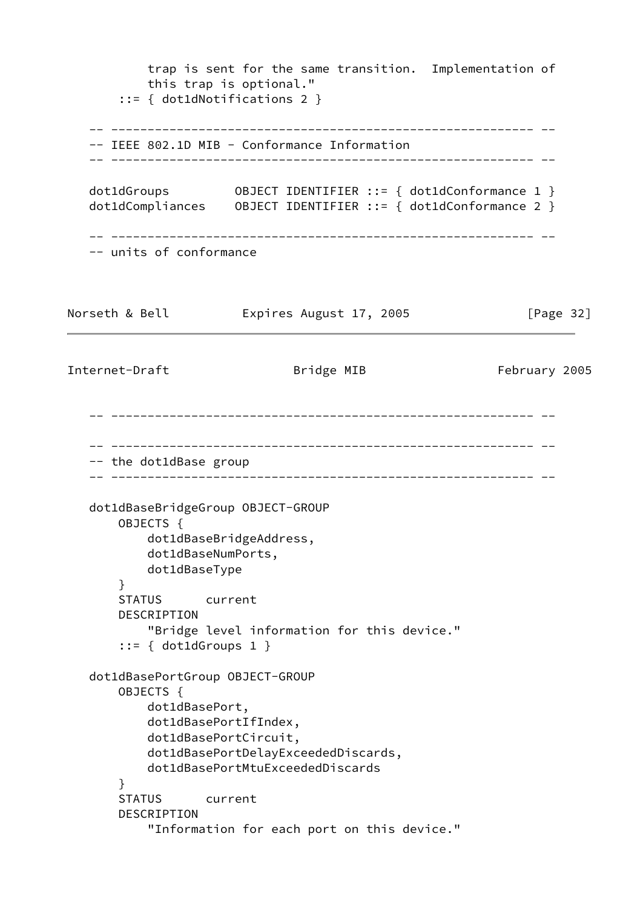```
           trap is sent for the same transition.  Implementation of
           this trap is optional."
       ::= { dot1dNotifications 2 }

   -- ---------------------------------------------------------- --
   -- IEEE 802.1D MIB - Conformance Information
   -- ---------------------------------------------------------- --

   dot1dGroups         OBJECT IDENTIFIER ::= { dot1dConformance 1 }
   dot1dCompliances    OBJECT IDENTIFIER ::= { dot1dConformance 2 }

   -- ---------------------------------------------------------- --
   -- units of conformance
```

```
   -- ---------------------------------------------------------- --

   -- ---------------------------------------------------------- --
   -- the dot1dBase group
   -- ---------------------------------------------------------- --

   dot1dBaseBridgeGroup OBJECT-GROUP
       OBJECTS {
           dot1dBaseBridgeAddress,
           dot1dBaseNumPorts,
           dot1dBaseType
       }
       STATUS      current
       DESCRIPTION
           "Bridge level information for this device."
       ::= { dot1dGroups 1 }

   dot1dBasePortGroup OBJECT-GROUP
       OBJECTS {
           dot1dBasePort,
           dot1dBasePortIfIndex,
           dot1dBasePortCircuit,
           dot1dBasePortDelayExceededDiscards,
           dot1dBasePortMtuExceededDiscards
       }
       STATUS      current
       DESCRIPTION
           "Information for each port on this device."
```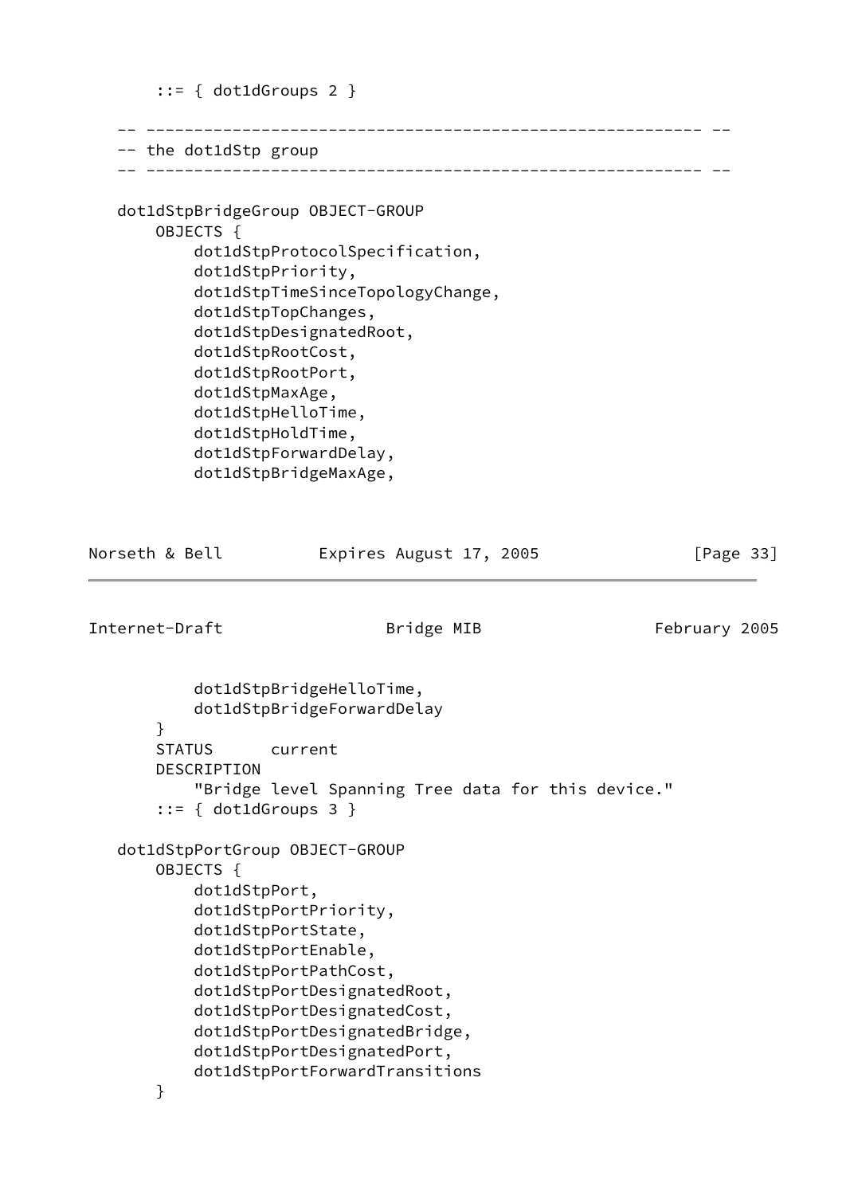```
        ::= { dot1dGroups 2 }

    -- ---------------------------------------------------------- --
    -- the dot1dStp group
    -- ---------------------------------------------------------- --

    dot1dStpBridgeGroup OBJECT-GROUP
        OBJECTS {
            dot1dStpProtocolSpecification,
            dot1dStpPriority,
            dot1dStpTimeSinceTopologyChange,
            dot1dStpTopChanges,
            dot1dStpDesignatedRoot,
            dot1dStpRootCost,
            dot1dStpRootPort,
            dot1dStpMaxAge,
            dot1dStpHelloTime,
            dot1dStpHoldTime,
            dot1dStpForwardDelay,
            dot1dStpBridgeMaxAge,
            dot1dStpBridgeHelloTime,
            dot1dStpBridgeForwardDelay
        }
        STATUS      current
        DESCRIPTION
            "Bridge level Spanning Tree data for this device."
        ::= { dot1dGroups 3 }

    dot1dStpPortGroup OBJECT-GROUP
        OBJECTS {
            dot1dStpPort,
            dot1dStpPortPriority,
            dot1dStpPortState,
            dot1dStpPortEnable,
            dot1dStpPortPathCost,
            dot1dStpPortDesignatedRoot,
            dot1dStpPortDesignatedCost,
            dot1dStpPortDesignatedBridge,
            dot1dStpPortDesignatedPort,
            dot1dStpPortForwardTransitions
        }
```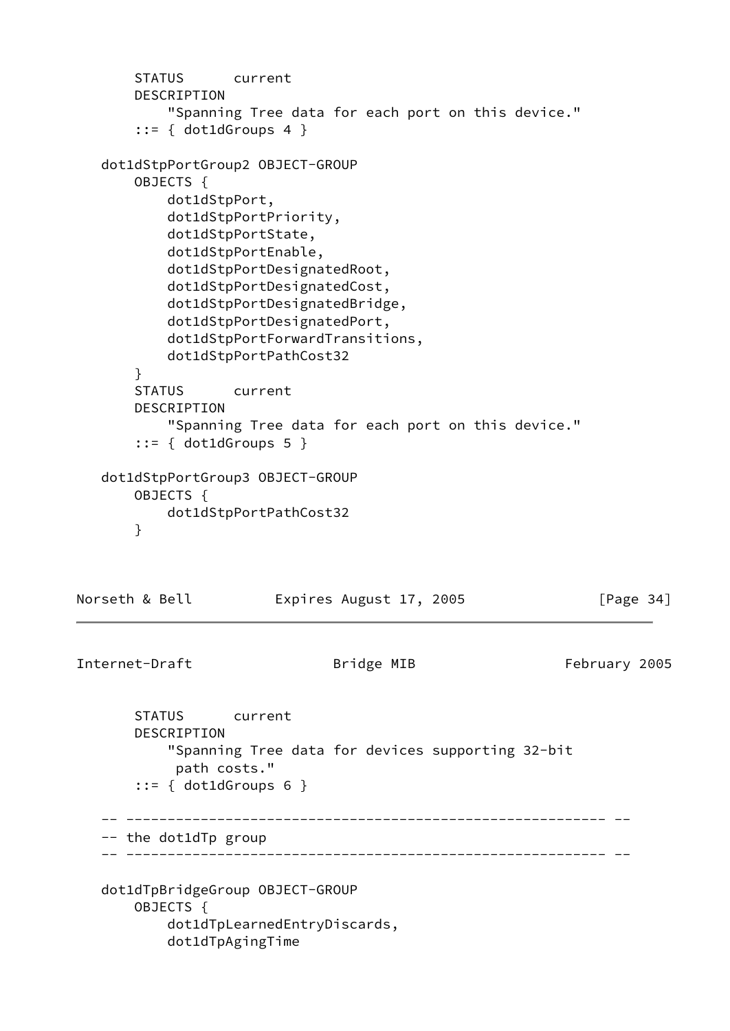```
        STATUS      current
        DESCRIPTION
            "Spanning Tree data for each port on this device."
        ::= { dot1dGroups 4 }

    dot1dStpPortGroup2 OBJECT-GROUP
        OBJECTS {
            dot1dStpPort,
            dot1dStpPortPriority,
            dot1dStpPortState,
            dot1dStpPortEnable,
            dot1dStpPortDesignatedRoot,
            dot1dStpPortDesignatedCost,
            dot1dStpPortDesignatedBridge,
            dot1dStpPortDesignatedPort,
            dot1dStpPortForwardTransitions,
            dot1dStpPortPathCost32
        }
        STATUS      current
        DESCRIPTION
            "Spanning Tree data for each port on this device."
        ::= { dot1dGroups 5 }

    dot1dStpPortGroup3 OBJECT-GROUP
        OBJECTS {
            dot1dStpPortPathCost32
        }
        STATUS      current
        DESCRIPTION
            "Spanning Tree data for devices supporting 32-bit
             path costs."
        ::= { dot1dGroups 6 }

    -- ---------------------------------------------------------- --
    -- the dot1dTp group
    -- ---------------------------------------------------------- --

    dot1dTpBridgeGroup OBJECT-GROUP
        OBJECTS {
            dot1dTpLearnedEntryDiscards,
            dot1dTpAgingTime
```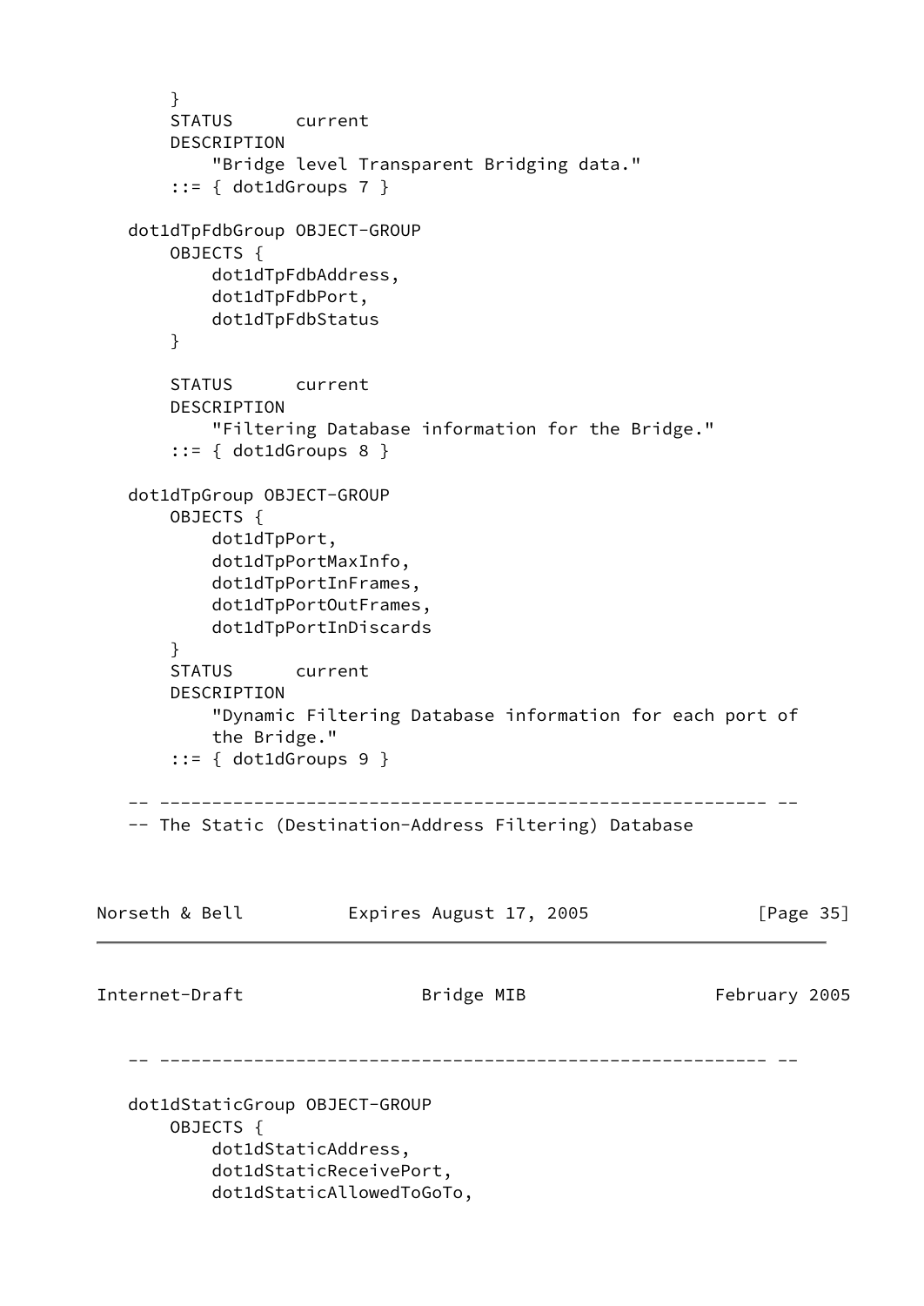```
        }
        STATUS      current
        DESCRIPTION
            "Bridge level Transparent Bridging data."
        ::= { dot1dGroups 7 }

    dot1dTpFdbGroup OBJECT-GROUP
        OBJECTS {
            dot1dTpFdbAddress,
            dot1dTpFdbPort,
            dot1dTpFdbStatus
        }

        STATUS      current
        DESCRIPTION
            "Filtering Database information for the Bridge."
        ::= { dot1dGroups 8 }

    dot1dTpGroup OBJECT-GROUP
        OBJECTS {
            dot1dTpPort,
            dot1dTpPortMaxInfo,
            dot1dTpPortInFrames,
            dot1dTpPortOutFrames,
            dot1dTpPortInDiscards
        }
        STATUS      current
        DESCRIPTION
            "Dynamic Filtering Database information for each port of
            the Bridge."
        ::= { dot1dGroups 9 }

    -- ---------------------------------------------------------- --
    -- The Static (Destination-Address Filtering) Database

    -- ---------------------------------------------------------- --

    dot1dStaticGroup OBJECT-GROUP
        OBJECTS {
            dot1dStaticAddress,
            dot1dStaticReceivePort,
            dot1dStaticAllowedToGoTo,
```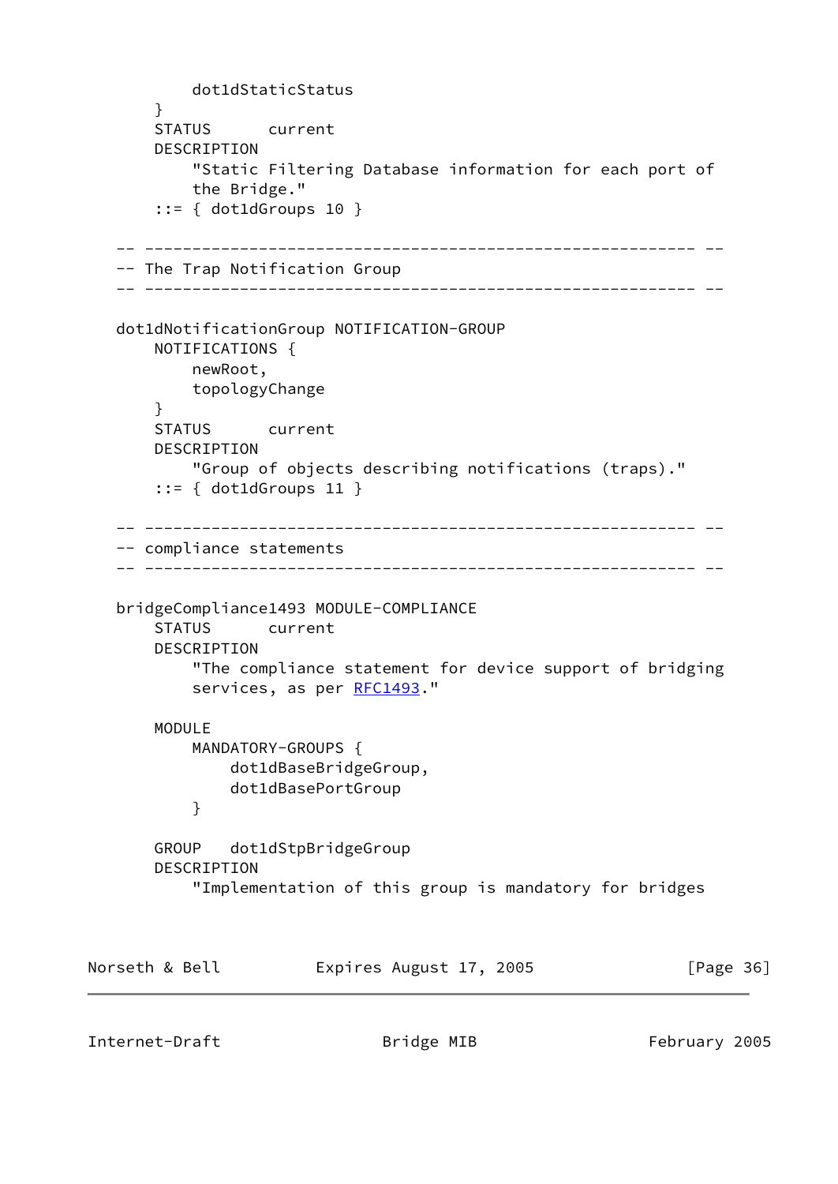```
            dot1dStaticStatus
        }
        STATUS      current
        DESCRIPTION
            "Static Filtering Database information for each port of
            the Bridge."
        ::= { dot1dGroups 10 }

    -- ---------------------------------------------------------- --
    -- The Trap Notification Group
    -- ---------------------------------------------------------- --

    dot1dNotificationGroup NOTIFICATION-GROUP
        NOTIFICATIONS {
            newRoot,
            topologyChange
        }
        STATUS      current
        DESCRIPTION
            "Group of objects describing notifications (traps)."
        ::= { dot1dGroups 11 }

    -- ---------------------------------------------------------- --
    -- compliance statements
    -- ---------------------------------------------------------- --

    bridgeCompliance1493 MODULE-COMPLIANCE
        STATUS      current
        DESCRIPTION
            "The compliance statement for device support of bridging
            services, as per RFC1493."

        MODULE
            MANDATORY-GROUPS {
                dot1dBaseBridgeGroup,
                dot1dBasePortGroup
            }

        GROUP   dot1dStpBridgeGroup
        DESCRIPTION
            "Implementation of this group is mandatory for bridges
```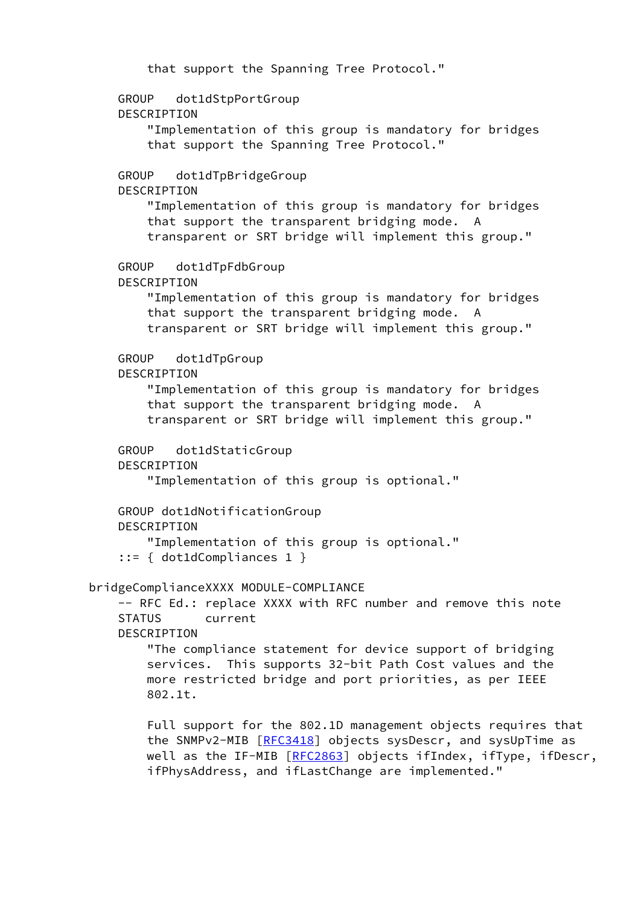```
            that support the Spanning Tree Protocol."

        GROUP   dot1dStpPortGroup
        DESCRIPTION
            "Implementation of this group is mandatory for bridges
            that support the Spanning Tree Protocol."

        GROUP   dot1dTpBridgeGroup
        DESCRIPTION
            "Implementation of this group is mandatory for bridges
            that support the transparent bridging mode.  A
            transparent or SRT bridge will implement this group."

        GROUP   dot1dTpFdbGroup
        DESCRIPTION
            "Implementation of this group is mandatory for bridges
            that support the transparent bridging mode.  A
            transparent or SRT bridge will implement this group."

        GROUP   dot1dTpGroup
        DESCRIPTION
            "Implementation of this group is mandatory for bridges
            that support the transparent bridging mode.  A
            transparent or SRT bridge will implement this group."

        GROUP   dot1dStaticGroup
        DESCRIPTION
            "Implementation of this group is optional."

        GROUP dot1dNotificationGroup
        DESCRIPTION
            "Implementation of this group is optional."
        ::= { dot1dCompliances 1 }

    bridgeComplianceXXXX MODULE-COMPLIANCE
        -- RFC Ed.: replace XXXX with RFC number and remove this note
        STATUS      current
        DESCRIPTION
            "The compliance statement for device support of bridging
            services.  This supports 32-bit Path Cost values and the
            more restricted bridge and port priorities, as per IEEE
            802.1t.

            Full support for the 802.1D management objects requires that
            the SNMPv2-MIB [RFC3418] objects sysDescr, and sysUpTime as
            well as the IF-MIB [RFC2863] objects ifIndex, ifType, ifDescr,
            ifPhysAddress, and ifLastChange are implemented."
```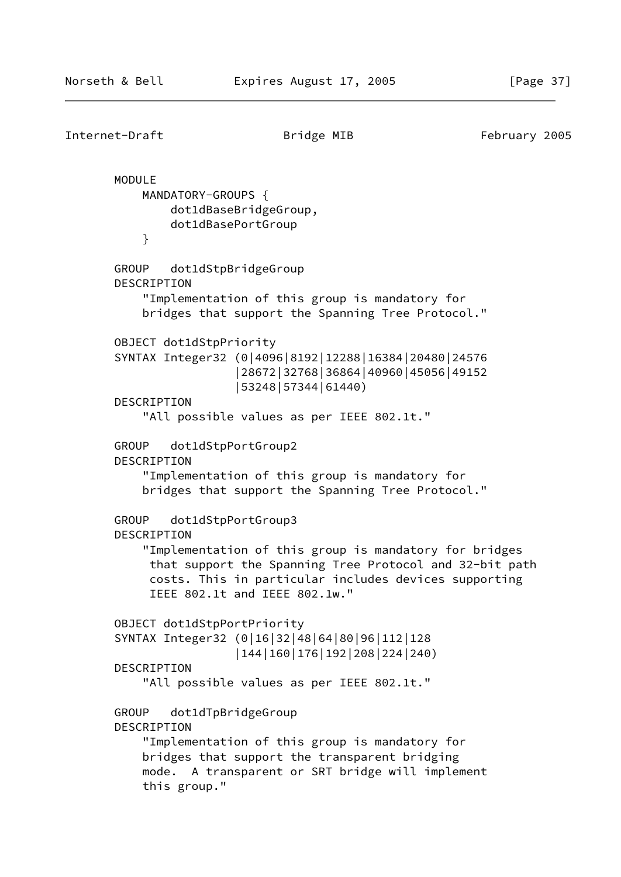```
       MODULE
           MANDATORY-GROUPS {
               dot1dBaseBridgeGroup,
               dot1dBasePortGroup
           }

       GROUP   dot1dStpBridgeGroup
       DESCRIPTION
           "Implementation of this group is mandatory for
           bridges that support the Spanning Tree Protocol."

       OBJECT dot1dStpPriority
       SYNTAX Integer32 (0|4096|8192|12288|16384|20480|24576
                        |28672|32768|36864|40960|45056|49152
                        |53248|57344|61440)
       DESCRIPTION
           "All possible values as per IEEE 802.1t."

       GROUP   dot1dStpPortGroup2
       DESCRIPTION
           "Implementation of this group is mandatory for
           bridges that support the Spanning Tree Protocol."

       GROUP   dot1dStpPortGroup3
       DESCRIPTION
           "Implementation of this group is mandatory for bridges
            that support the Spanning Tree Protocol and 32-bit path
            costs. This in particular includes devices supporting
            IEEE 802.1t and IEEE 802.1w."

       OBJECT dot1dStpPortPriority
       SYNTAX Integer32 (0|16|32|48|64|80|96|112|128
                        |144|160|176|192|208|224|240)
       DESCRIPTION
           "All possible values as per IEEE 802.1t."

       GROUP   dot1dTpBridgeGroup
       DESCRIPTION
           "Implementation of this group is mandatory for
           bridges that support the transparent bridging
           mode.  A transparent or SRT bridge will implement
           this group."
```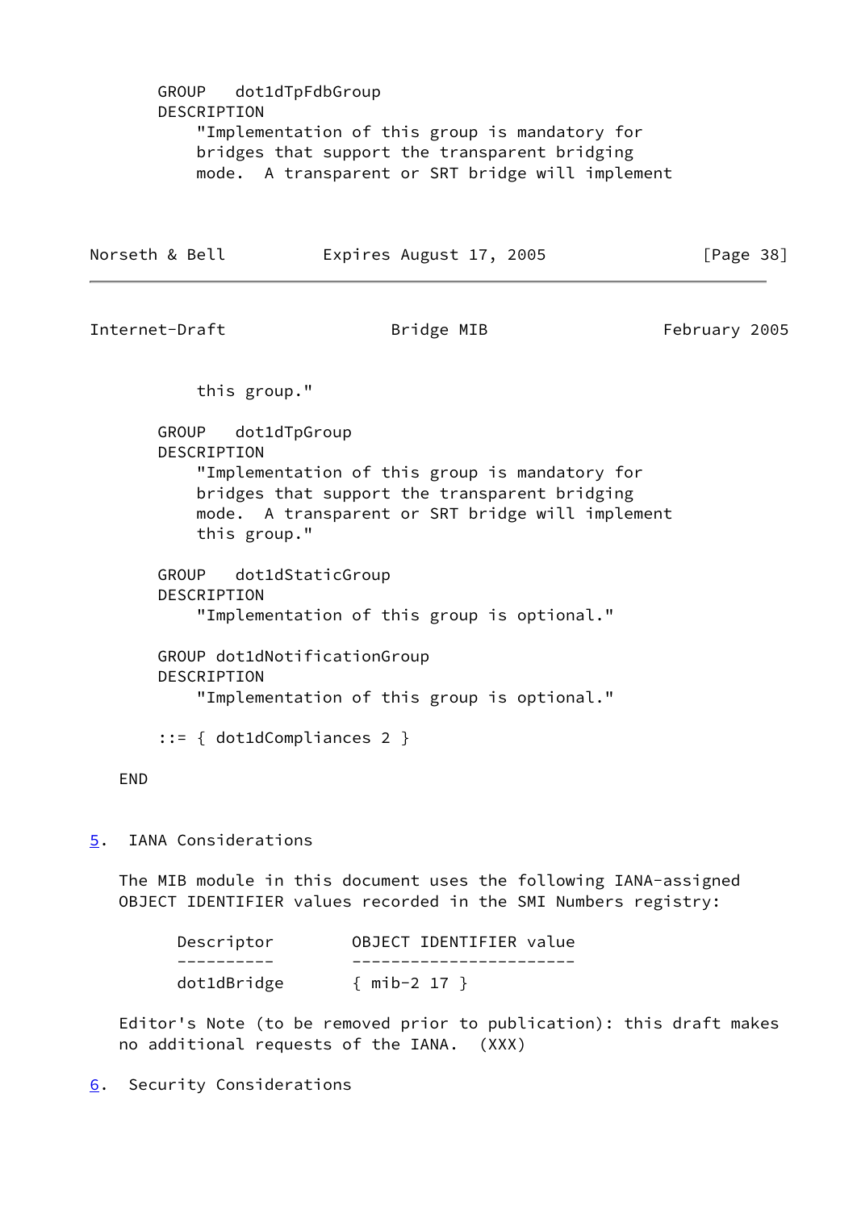```
        GROUP   dot1dTpFdbGroup
        DESCRIPTION
            "Implementation of this group is mandatory for
            bridges that support the transparent bridging
            mode.  A transparent or SRT bridge will implement
            this group."

        GROUP   dot1dTpGroup
        DESCRIPTION
            "Implementation of this group is mandatory for
            bridges that support the transparent bridging
            mode.  A transparent or SRT bridge will implement
            this group."

        GROUP   dot1dStaticGroup
        DESCRIPTION
            "Implementation of this group is optional."

        GROUP dot1dNotificationGroup
        DESCRIPTION
            "Implementation of this group is optional."

        ::= { dot1dCompliances 2 }

    END
```

## 5. IANA Considerations

The MIB module in this document uses the following IANA-assigned OBJECT IDENTIFIER values recorded in the SMI Numbers registry:

| Descriptor | OBJECT IDENTIFIER value |
|---|---|
| dot1dBridge | { mib-2 17 } |

Editor's Note (to be removed prior to publication): this draft makes no additional requests of the IANA. (XXX)

## 6. Security Considerations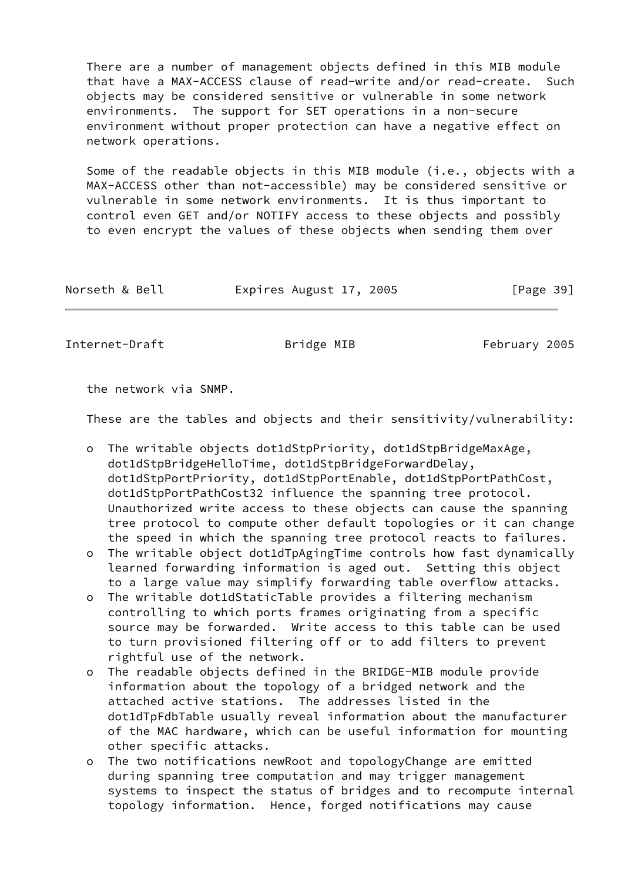There are a number of management objects defined in this MIB module that have a MAX-ACCESS clause of read-write and/or read-create. Such objects may be considered sensitive or vulnerable in some network environments. The support for SET operations in a non-secure environment without proper protection can have a negative effect on network operations.

Some of the readable objects in this MIB module (i.e., objects with a MAX-ACCESS other than not-accessible) may be considered sensitive or vulnerable in some network environments. It is thus important to control even GET and/or NOTIFY access to these objects and possibly to even encrypt the values of these objects when sending them over the network via SNMP.

These are the tables and objects and their sensitivity/vulnerability:

- The writable objects dot1dStpPriority, dot1dStpBridgeMaxAge, dot1dStpBridgeHelloTime, dot1dStpBridgeForwardDelay, dot1dStpPortPriority, dot1dStpPortEnable, dot1dStpPortPathCost, dot1dStpPortPathCost32 influence the spanning tree protocol. Unauthorized write access to these objects can cause the spanning tree protocol to compute other default topologies or it can change the speed in which the spanning tree protocol reacts to failures.
- The writable object dot1dTpAgingTime controls how fast dynamically learned forwarding information is aged out. Setting this object to a large value may simplify forwarding table overflow attacks.
- The writable dot1dStaticTable provides a filtering mechanism controlling to which ports frames originating from a specific source may be forwarded. Write access to this table can be used to turn provisioned filtering off or to add filters to prevent rightful use of the network.
- The readable objects defined in the BRIDGE-MIB module provide information about the topology of a bridged network and the attached active stations. The addresses listed in the dot1dTpFdbTable usually reveal information about the manufacturer of the MAC hardware, which can be useful information for mounting other specific attacks.
- The two notifications newRoot and topologyChange are emitted during spanning tree computation and may trigger management systems to inspect the status of bridges and to recompute internal topology information. Hence, forged notifications may cause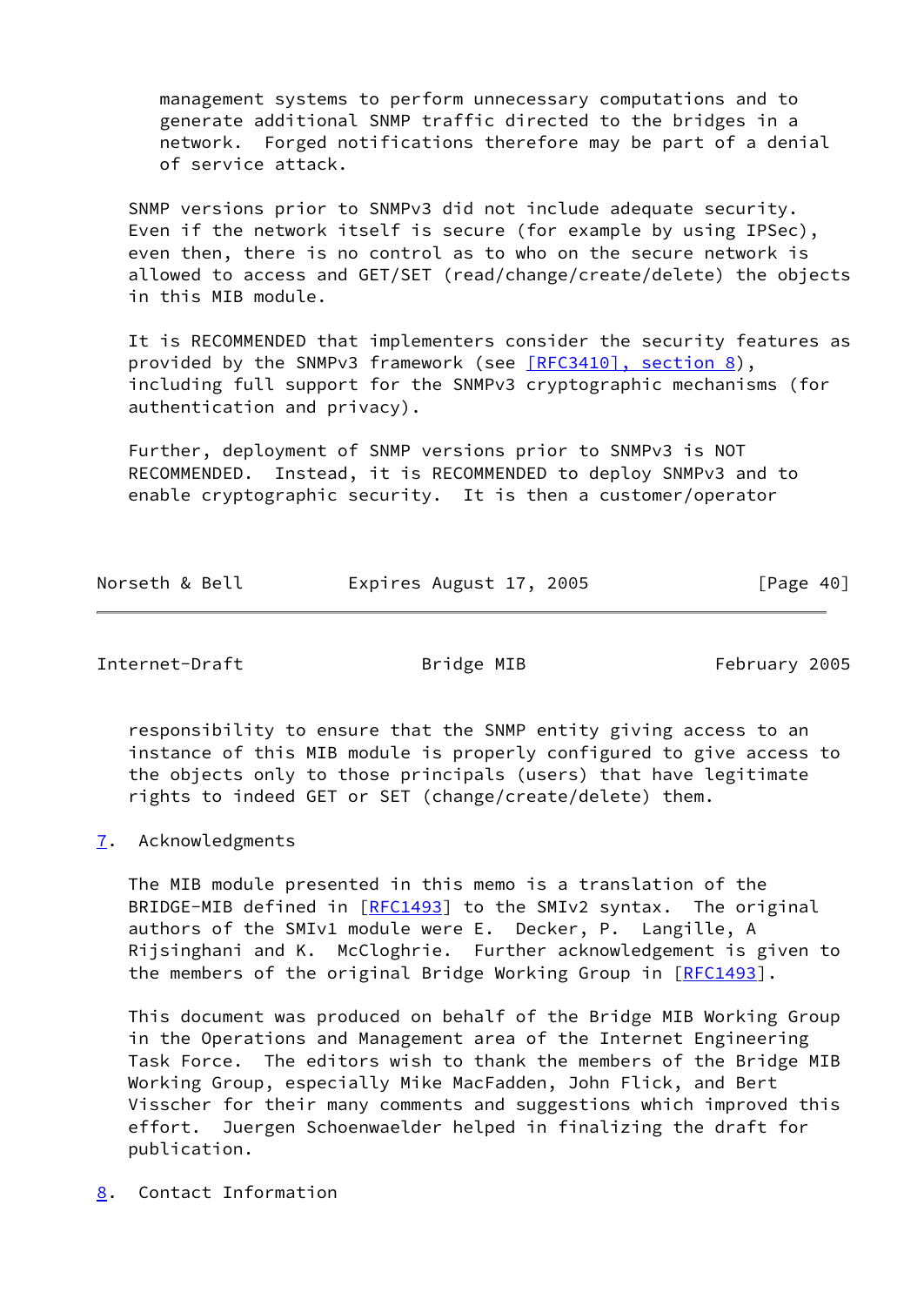management systems to perform unnecessary computations and to generate additional SNMP traffic directed to the bridges in a network. Forged notifications therefore may be part of a denial of service attack.

SNMP versions prior to SNMPv3 did not include adequate security. Even if the network itself is secure (for example by using IPSec), even then, there is no control as to who on the secure network is allowed to access and GET/SET (read/change/create/delete) the objects in this MIB module.

It is RECOMMENDED that implementers consider the security features as provided by the SNMPv3 framework (see [RFC3410], section 8), including full support for the SNMPv3 cryptographic mechanisms (for authentication and privacy).

Further, deployment of SNMP versions prior to SNMPv3 is NOT RECOMMENDED. Instead, it is RECOMMENDED to deploy SNMPv3 and to enable cryptographic security. It is then a customer/operator responsibility to ensure that the SNMP entity giving access to an instance of this MIB module is properly configured to give access to the objects only to those principals (users) that have legitimate rights to indeed GET or SET (change/create/delete) them.

## 7. Acknowledgments

The MIB module presented in this memo is a translation of the BRIDGE-MIB defined in [RFC1493] to the SMIv2 syntax. The original authors of the SMIv1 module were E. Decker, P. Langille, A Rijsinghani and K. McCloghrie. Further acknowledgement is given to the members of the original Bridge Working Group in [RFC1493].

This document was produced on behalf of the Bridge MIB Working Group in the Operations and Management area of the Internet Engineering Task Force. The editors wish to thank the members of the Bridge MIB Working Group, especially Mike MacFadden, John Flick, and Bert Visscher for their many comments and suggestions which improved this effort. Juergen Schoenwaelder helped in finalizing the draft for publication.

## 8. Contact Information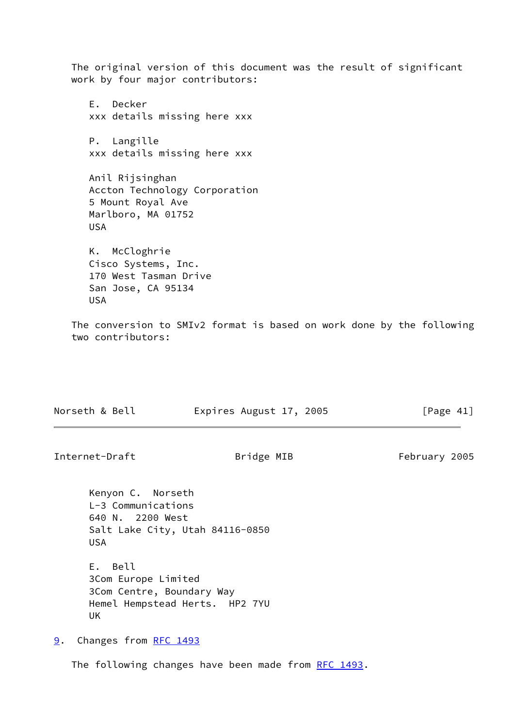The original version of this document was the result of significant work by four major contributors:

E. Decker
xxx details missing here xxx

P. Langille
xxx details missing here xxx

Anil Rijsinghan
Accton Technology Corporation
5 Mount Royal Ave
Marlboro, MA 01752
USA

K. McCloghrie
Cisco Systems, Inc.
170 West Tasman Drive
San Jose, CA 95134
USA

The conversion to SMIv2 format is based on work done by the following two contributors:

Kenyon C. Norseth
L-3 Communications
640 N. 2200 West
Salt Lake City, Utah 84116-0850
USA

E. Bell
3Com Europe Limited
3Com Centre, Boundary Way
Hemel Hempstead Herts. HP2 7YU
UK

## 9. Changes from RFC 1493

The following changes have been made from RFC 1493.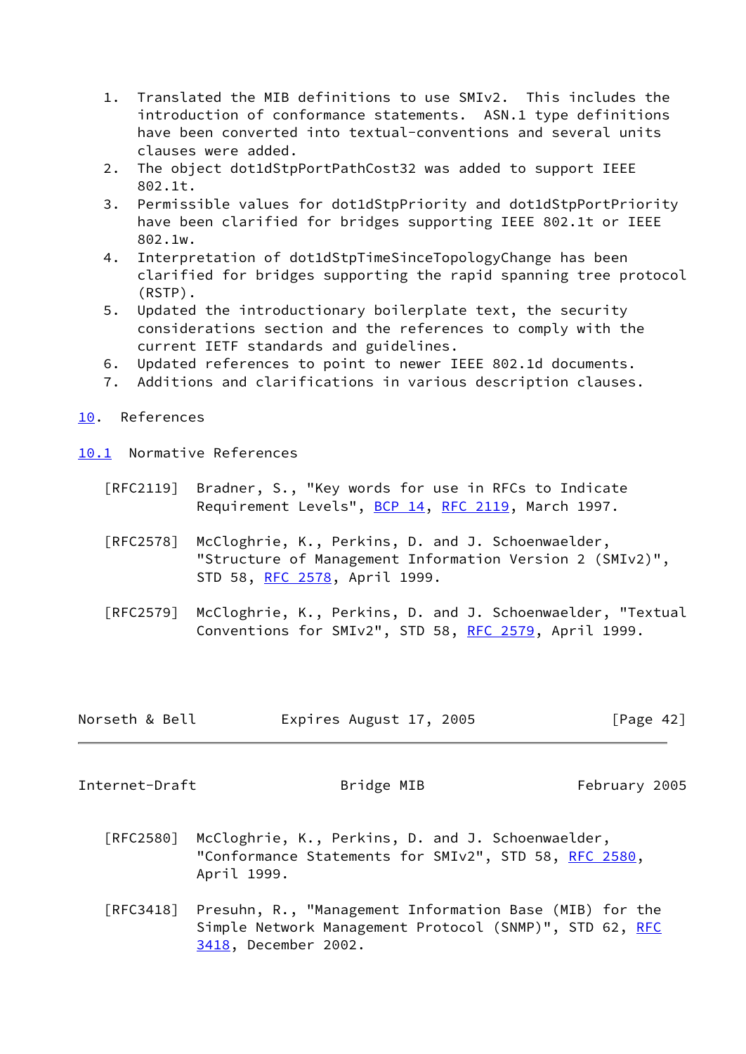1. Translated the MIB definitions to use SMIv2. This includes the introduction of conformance statements. ASN.1 type definitions have been converted into textual-conventions and several units clauses were added.
2. The object dot1dStpPortPathCost32 was added to support IEEE 802.1t.
3. Permissible values for dot1dStpPriority and dot1dStpPortPriority have been clarified for bridges supporting IEEE 802.1t or IEEE 802.1w.
4. Interpretation of dot1dStpTimeSinceTopologyChange has been clarified for bridges supporting the rapid spanning tree protocol (RSTP).
5. Updated the introductionary boilerplate text, the security considerations section and the references to comply with the current IETF standards and guidelines.
6. Updated references to point to newer IEEE 802.1d documents.
7. Additions and clarifications in various description clauses.

## 10. References

### 10.1 Normative References

[RFC2119] Bradner, S., "Key words for use in RFCs to Indicate Requirement Levels", BCP 14, RFC 2119, March 1997.

[RFC2578] McCloghrie, K., Perkins, D. and J. Schoenwaelder, "Structure of Management Information Version 2 (SMIv2)", STD 58, RFC 2578, April 1999.

[RFC2579] McCloghrie, K., Perkins, D. and J. Schoenwaelder, "Textual Conventions for SMIv2", STD 58, RFC 2579, April 1999.

[RFC2580] McCloghrie, K., Perkins, D. and J. Schoenwaelder, "Conformance Statements for SMIv2", STD 58, RFC 2580, April 1999.

[RFC3418] Presuhn, R., "Management Information Base (MIB) for the Simple Network Management Protocol (SNMP)", STD 62, RFC 3418, December 2002.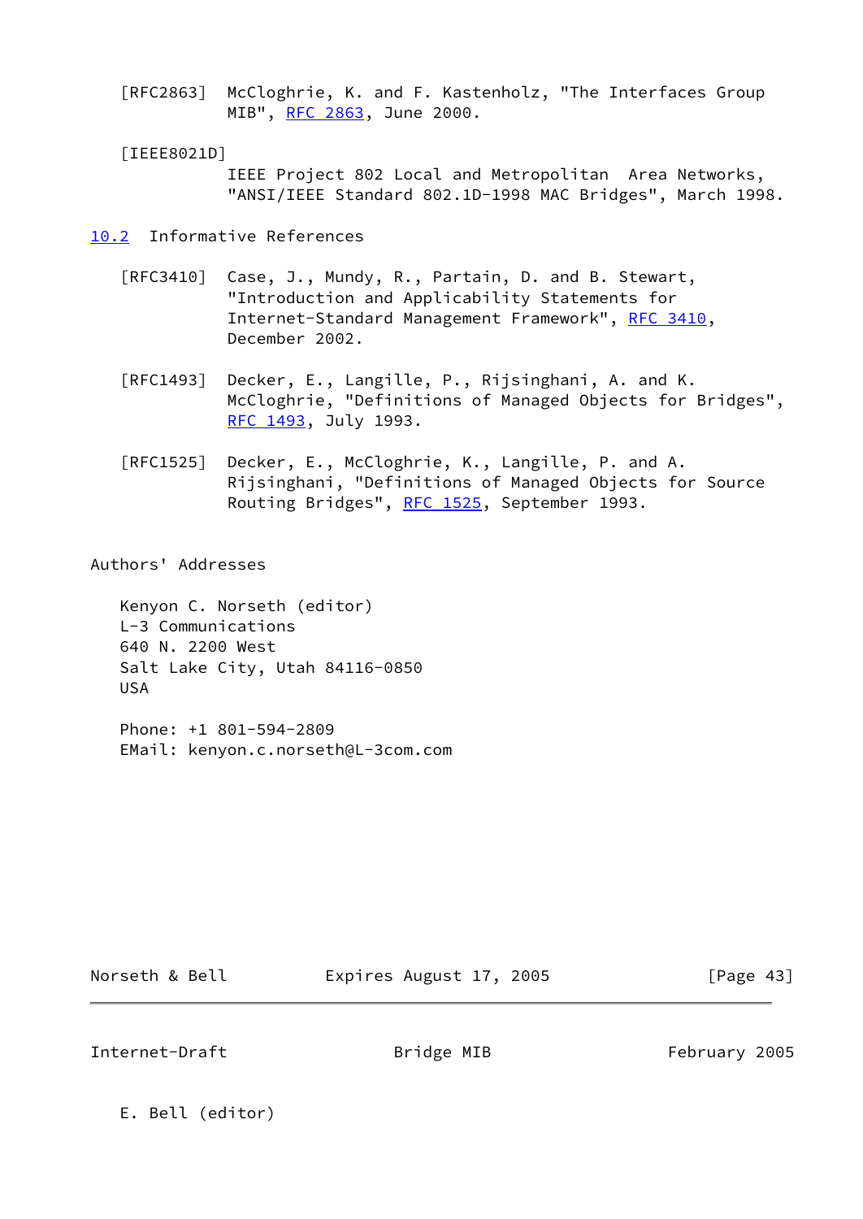[RFC2863] McCloghrie, K. and F. Kastenholz, "The Interfaces Group MIB", RFC 2863, June 2000.

[IEEE8021D] IEEE Project 802 Local and Metropolitan Area Networks, "ANSI/IEEE Standard 802.1D-1998 MAC Bridges", March 1998.

## 10.2 Informative References

[RFC3410] Case, J., Mundy, R., Partain, D. and B. Stewart, "Introduction and Applicability Statements for Internet-Standard Management Framework", RFC 3410, December 2002.

[RFC1493] Decker, E., Langille, P., Rijsinghani, A. and K. McCloghrie, "Definitions of Managed Objects for Bridges", RFC 1493, July 1993.

[RFC1525] Decker, E., McCloghrie, K., Langille, P. and A. Rijsinghani, "Definitions of Managed Objects for Source Routing Bridges", RFC 1525, September 1993.

## Authors' Addresses

Kenyon C. Norseth (editor)
L-3 Communications
640 N. 2200 West
Salt Lake City, Utah 84116-0850
USA

Phone: +1 801-594-2809
EMail: kenyon.c.norseth@L-3com.com

E. Bell (editor)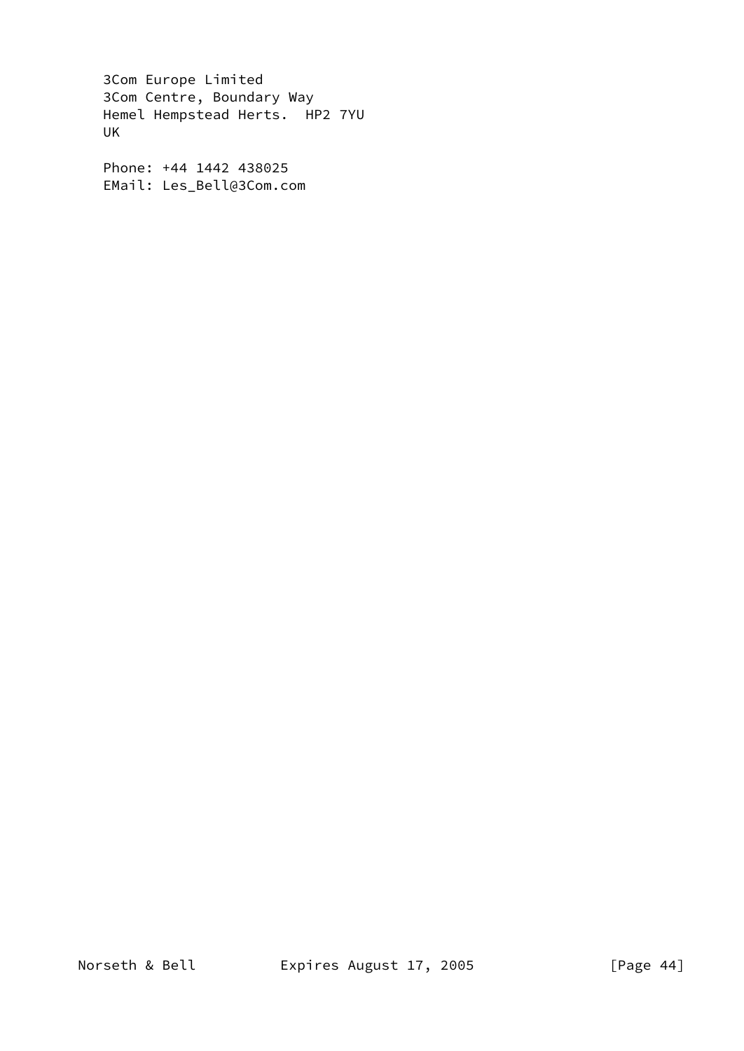3Com Europe Limited
3Com Centre, Boundary Way
Hemel Hempstead Herts.  HP2 7YU
UK

Phone: +44 1442 438025
EMail: Les_Bell@3Com.com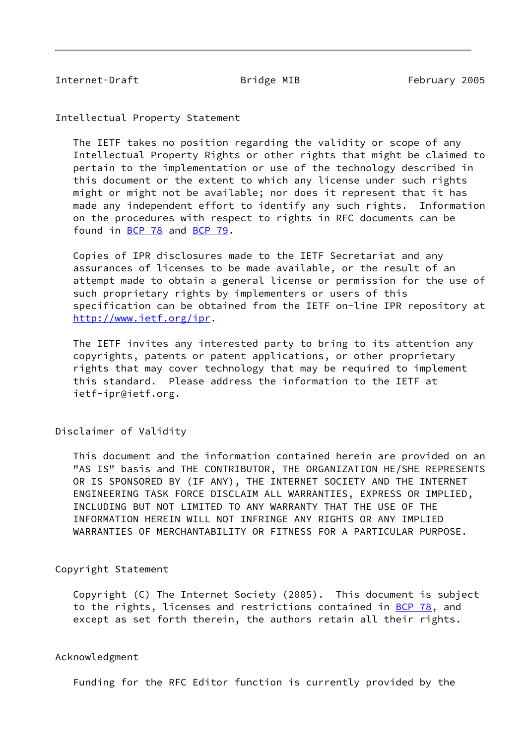## Intellectual Property Statement

The IETF takes no position regarding the validity or scope of any Intellectual Property Rights or other rights that might be claimed to pertain to the implementation or use of the technology described in this document or the extent to which any license under such rights might or might not be available; nor does it represent that it has made any independent effort to identify any such rights. Information on the procedures with respect to rights in RFC documents can be found in BCP 78 and BCP 79.

Copies of IPR disclosures made to the IETF Secretariat and any assurances of licenses to be made available, or the result of an attempt made to obtain a general license or permission for the use of such proprietary rights by implementers or users of this specification can be obtained from the IETF on-line IPR repository at http://www.ietf.org/ipr.

The IETF invites any interested party to bring to its attention any copyrights, patents or patent applications, or other proprietary rights that may cover technology that may be required to implement this standard. Please address the information to the IETF at ietf-ipr@ietf.org.

## Disclaimer of Validity

This document and the information contained herein are provided on an "AS IS" basis and THE CONTRIBUTOR, THE ORGANIZATION HE/SHE REPRESENTS OR IS SPONSORED BY (IF ANY), THE INTERNET SOCIETY AND THE INTERNET ENGINEERING TASK FORCE DISCLAIM ALL WARRANTIES, EXPRESS OR IMPLIED, INCLUDING BUT NOT LIMITED TO ANY WARRANTY THAT THE USE OF THE INFORMATION HEREIN WILL NOT INFRINGE ANY RIGHTS OR ANY IMPLIED WARRANTIES OF MERCHANTABILITY OR FITNESS FOR A PARTICULAR PURPOSE.

## Copyright Statement

Copyright (C) The Internet Society (2005). This document is subject to the rights, licenses and restrictions contained in BCP 78, and except as set forth therein, the authors retain all their rights.

## Acknowledgment

Funding for the RFC Editor function is currently provided by the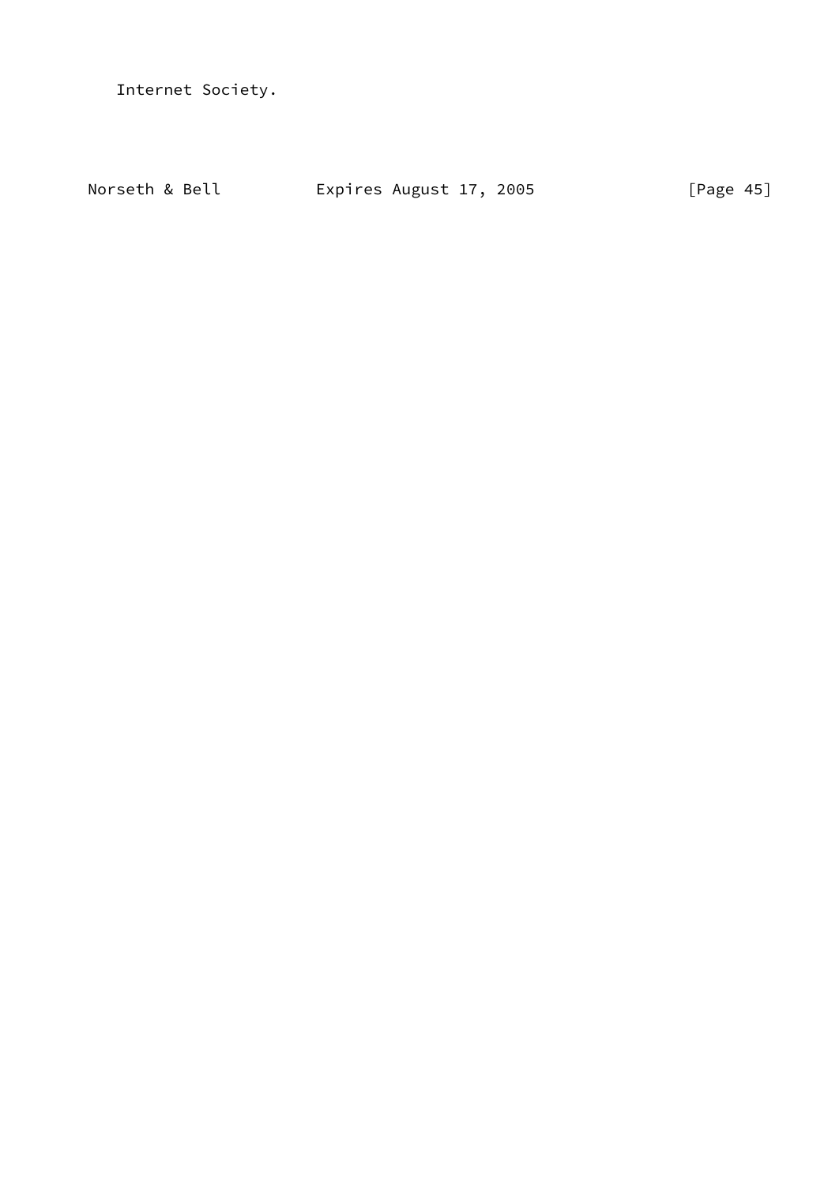Internet Society.